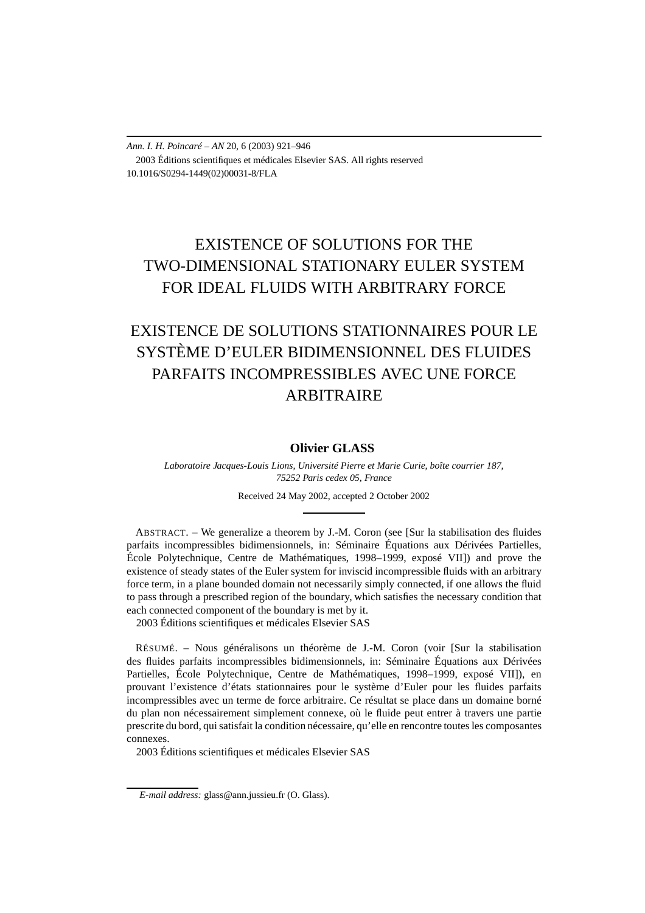# EXISTENCE OF SOLUTIONS FOR THE TWO-DIMENSIONAL STATIONARY EULER SYSTEM FOR IDEAL FLUIDS WITH ARBITRARY FORCE

# EXISTENCE DE SOLUTIONS STATIONNAIRES POUR LE SYSTÈME D'EULER BIDIMENSIONNEL DES FLUIDES PARFAITS INCOMPRESSIBLES AVEC UNE FORCE ARBITRAIRE

**Olivier GLASS**

*Laboratoire Jacques-Louis Lions, Université Pierre et Marie Curie, boîte courrier 187, 75252 Paris cedex 05, France*

Received 24 May 2002, accepted 2 October 2002

ABSTRACT. – We generalize a theorem by J.-M. Coron (see [Sur la stabilisation des fluides parfaits incompressibles bidimensionnels, in: Séminaire Équations aux Dérivées Partielles, École Polytechnique, Centre de Mathématiques, 1998–1999, exposé VII]) and prove the existence of steady states of the Euler system for inviscid incompressible fluids with an arbitrary force term, in a plane bounded domain not necessarily simply connected, if one allows the fluid to pass through a prescribed region of the boundary, which satisfies the necessary condition that each connected component of the boundary is met by it.

2003 Éditions scientifiques et médicales Elsevier SAS

RÉSUMÉ. – Nous généralisons un théorème de J.-M. Coron (voir [Sur la stabilisation des fluides parfaits incompressibles bidimensionnels, in: Séminaire Équations aux Dérivées Partielles, École Polytechnique, Centre de Mathématiques, 1998–1999, exposé VII]), en prouvant l'existence d'états stationnaires pour le système d'Euler pour les fluides parfaits incompressibles avec un terme de force arbitraire. Ce résultat se place dans un domaine borné du plan non nécessairement simplement connexe, où le fluide peut entrer à travers une partie prescrite du bord, qui satisfait la condition nécessaire, qu'elle en rencontre toutes les composantes connexes.

2003 Éditions scientifiques et médicales Elsevier SAS

*E-mail address:* glass@ann.jussieu.fr (O. Glass).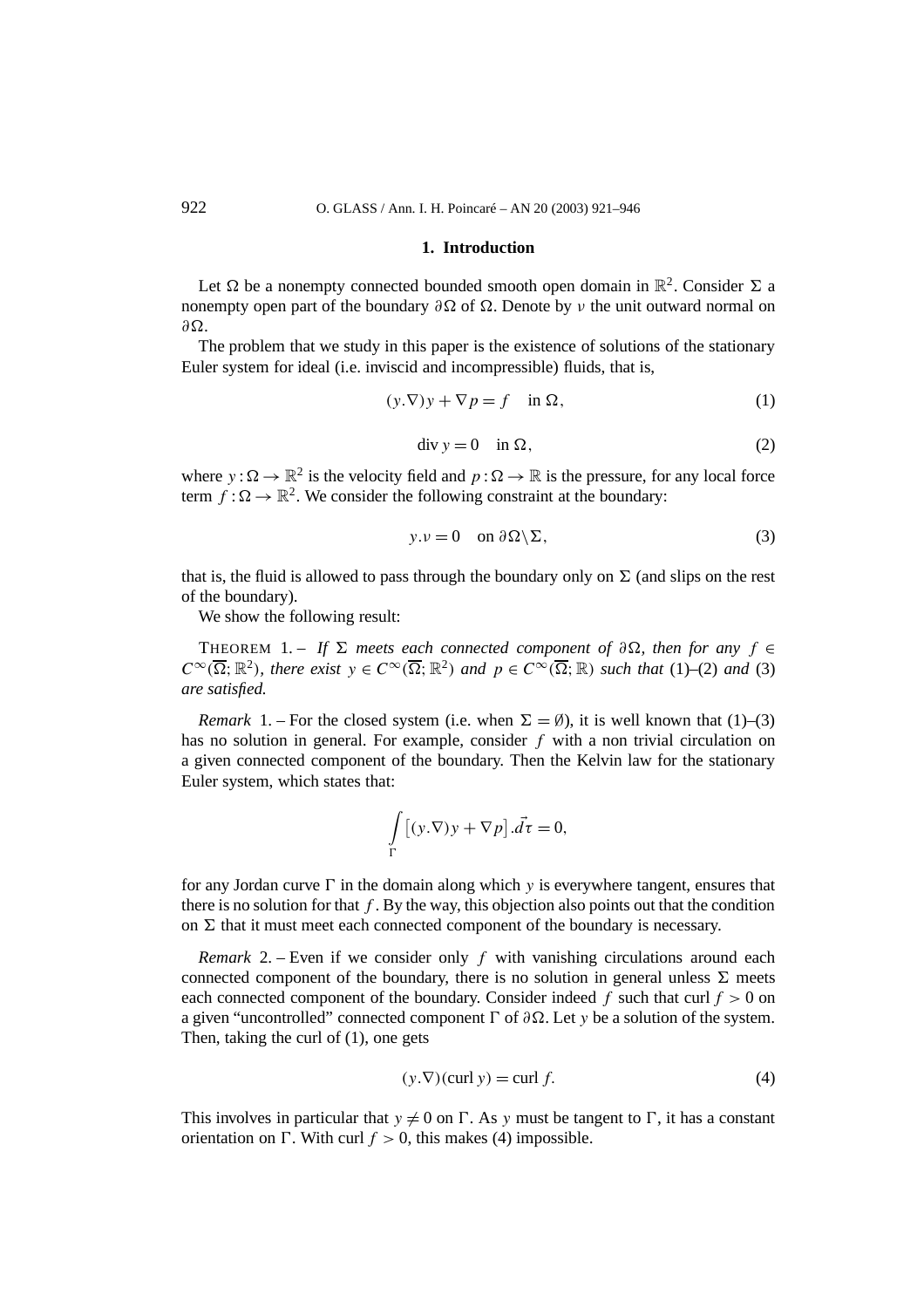## 1. Introduction

Let $\Omega$ be a nonempty connected bounded smooth open domain in $\mathbb{R}^2$. Consider $\Sigma$ a nonempty open part of the boundary $\partial\Omega$ of $\Omega$. Denote by $\nu$ the unit outward normal on $\partial\Omega$.

The problem that we study in this paper is the existence of solutions of the stationary Euler system for ideal (i.e. inviscid and incompressible) fluids, that is,

$$(y.\nabla)y + \nabla p = f \quad \text{in } \Omega, \tag{1}$$

$$\operatorname{div} y = 0 \quad \text{in } \Omega, \tag{2}$$

where $y : \Omega \to \mathbb{R}^2$ is the velocity field and $p : \Omega \to \mathbb{R}$ is the pressure, for any local force term $f : \Omega \to \mathbb{R}^2$. We consider the following constraint at the boundary:

$$y.\nu = 0 \quad \text{on } \partial\Omega \backslash \Sigma, \tag{3}$$

that is, the fluid is allowed to pass through the boundary only on $\Sigma$ (and slips on the rest of the boundary).

We show the following result:

THEOREM 1. – *If $\Sigma$ meets each connected component of $\partial\Omega$, then for any $f \in C^\infty(\overline{\Omega}; \mathbb{R}^2)$, there exist $y \in C^\infty(\overline{\Omega}; \mathbb{R}^2)$ and $p \in C^\infty(\overline{\Omega}; \mathbb{R})$ such that* (1)–(2) *and* (3) *are satisfied.*

*Remark* 1. – For the closed system (i.e. when $\Sigma = \emptyset$), it is well known that (1)–(3) has no solution in general. For example, consider $f$ with a non trivial circulation on a given connected component of the boundary. Then the Kelvin law for the stationary Euler system, which states that:

$$\int_\Gamma \left[(y.\nabla)y + \nabla p\right].\vec{d\tau} = 0,$$

for any Jordan curve $\Gamma$ in the domain along which $y$ is everywhere tangent, ensures that there is no solution for that $f$. By the way, this objection also points out that the condition on $\Sigma$ that it must meet each connected component of the boundary is necessary.

*Remark* 2. – Even if we consider only $f$ with vanishing circulations around each connected component of the boundary, there is no solution in general unless $\Sigma$ meets each connected component of the boundary. Consider indeed $f$ such that $\operatorname{curl} f > 0$ on a given "uncontrolled" connected component $\Gamma$ of $\partial\Omega$. Let $y$ be a solution of the system. Then, taking the curl of (1), one gets

$$(y.\nabla)(\operatorname{curl} y) = \operatorname{curl} f. \tag{4}$$

This involves in particular that $y \neq 0$ on $\Gamma$. As $y$ must be tangent to $\Gamma$, it has a constant orientation on $\Gamma$. With $\operatorname{curl} f > 0$, this makes (4) impossible.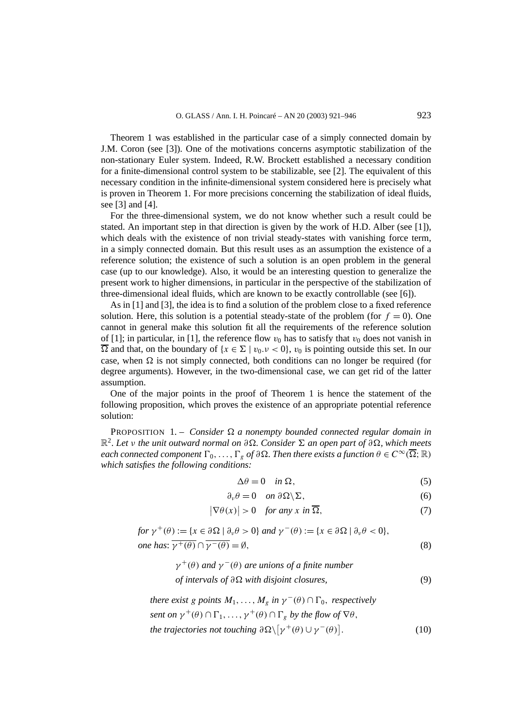Theorem 1 was established in the particular case of a simply connected domain by J.M. Coron (see [3]). One of the motivations concerns asymptotic stabilization of the non-stationary Euler system. Indeed, R.W. Brockett established a necessary condition for a finite-dimensional control system to be stabilizable, see [2]. The equivalent of this necessary condition in the infinite-dimensional system considered here is precisely what is proven in Theorem 1. For more precisions concerning the stabilization of ideal fluids, see [3] and [4].

For the three-dimensional system, we do not know whether such a result could be stated. An important step in that direction is given by the work of H.D. Alber (see [1]), which deals with the existence of non trivial steady-states with vanishing force term, in a simply connected domain. But this result uses as an assumption the existence of a reference solution; the existence of such a solution is an open problem in the general case (up to our knowledge). Also, it would be an interesting question to generalize the present work to higher dimensions, in particular in the perspective of the stabilization of three-dimensional ideal fluids, which are known to be exactly controllable (see [6]).

As in [1] and [3], the idea is to find a solution of the problem close to a fixed reference solution. Here, this solution is a potential steady-state of the problem (for $f = 0$). One cannot in general make this solution fit all the requirements of the reference solution of [1]; in particular, in [1], the reference flow $v_0$ has to satisfy that $v_0$ does not vanish in $\overline{\Omega}$ and that, on the boundary of $\{x \in \Sigma \mid v_0.\nu < 0\}$, $v_0$ is pointing outside this set. In our case, when $\Omega$ is not simply connected, both conditions can no longer be required (for degree arguments). However, in the two-dimensional case, we can get rid of the latter assumption.

One of the major points in the proof of Theorem 1 is hence the statement of the following proposition, which proves the existence of an appropriate potential reference solution:

PROPOSITION 1. – *Consider $\Omega$ a nonempty bounded connected regular domain in $\mathbb{R}^2$. Let $\nu$ the unit outward normal on $\partial\Omega$. Consider $\Sigma$ an open part of $\partial\Omega$, which meets each connected component $\Gamma_0, \dots, \Gamma_g$ of $\partial\Omega$. Then there exists a function $\theta \in C^\infty(\overline{\Omega}; \mathbb{R})$ which satisfies the following conditions:*

$$\Delta\theta = 0 \quad \text{in } \Omega, \tag{5}$$

$$\partial_\nu\theta = 0 \quad \text{on } \partial\Omega \backslash \Sigma, \tag{6}$$

$$\left|\nabla\theta(x)\right| > 0 \quad \text{for any } x \text{ in } \overline{\Omega}, \tag{7}$$

*for $\gamma^+(\theta) := \{x \in \partial\Omega \mid \partial_\nu\theta > 0\}$ and $\gamma^-(\theta) := \{x \in \partial\Omega \mid \partial_\nu\theta < 0\}$, one has:* $\overline{\gamma^+(\theta)} \cap \overline{\gamma^-(\theta)} = \emptyset$, $\quad (8)$

*$\gamma^+(\theta)$ and $\gamma^-(\theta)$ are unions of a finite number of intervals of $\partial\Omega$ with disjoint closures,* $\quad (9)$

*there exist $g$ points $M_1, \dots, M_g$ in $\gamma^-(\theta) \cap \Gamma_0$, respectively sent on $\gamma^+(\theta) \cap \Gamma_1, \dots, \gamma^+(\theta) \cap \Gamma_g$ by the flow of $\nabla\theta$, the trajectories not touching $\partial\Omega \backslash [\gamma^+(\theta) \cup \gamma^-(\theta)]$.* $\quad (10)$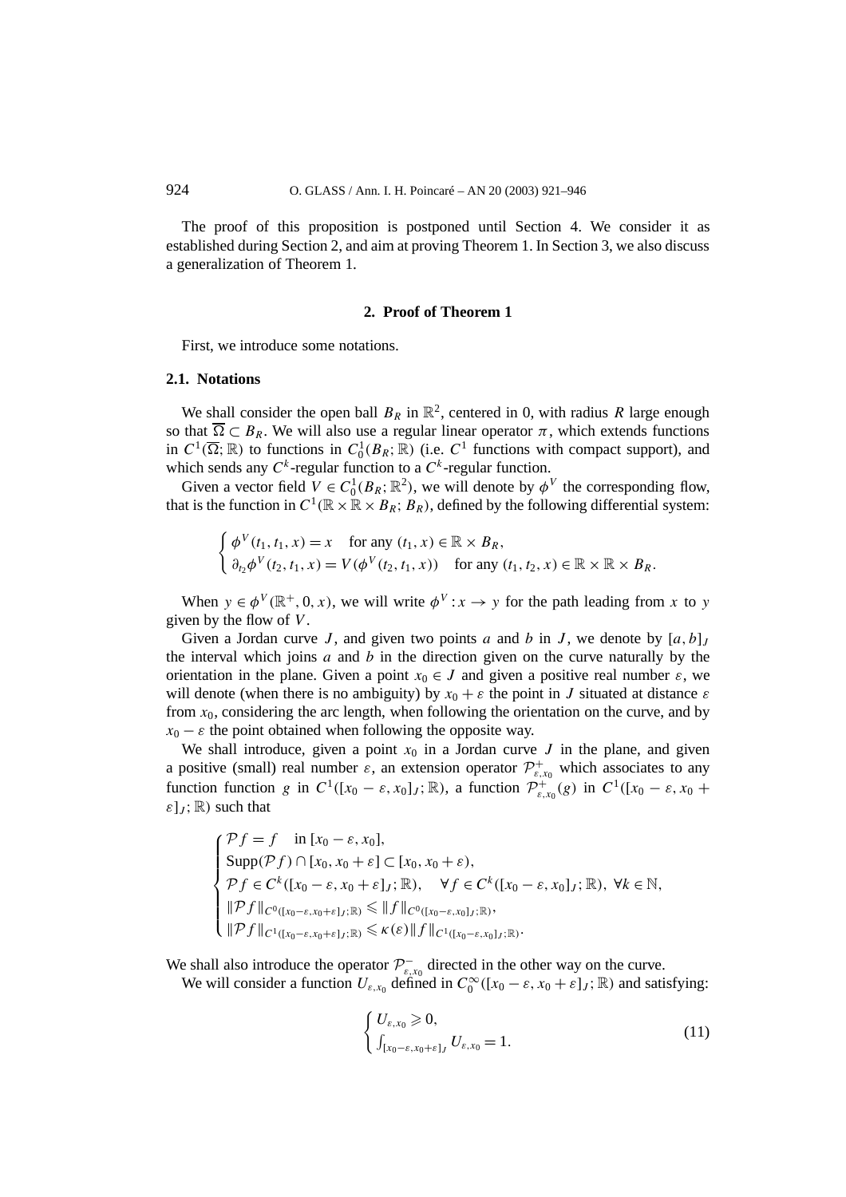The proof of this proposition is postponed until Section 4. We consider it as established during Section 2, and aim at proving Theorem 1. In Section 3, we also discuss a generalization of Theorem 1.

## 2. Proof of Theorem 1

First, we introduce some notations.

### 2.1. Notations

We shall consider the open ball $B_R$ in $\mathbb{R}^2$, centered in 0, with radius $R$ large enough so that $\overline{\Omega} \subset B_R$. We will also use a regular linear operator $\pi$, which extends functions in $C^1(\overline{\Omega};\mathbb{R})$ to functions in $C^1_0(B_R;\mathbb{R})$ (i.e. $C^1$ functions with compact support), and which sends any $C^k$-regular function to a $C^k$-regular function.

Given a vector field $V \in C^1_0(B_R;\mathbb{R}^2)$, we will denote by $\phi^V$ the corresponding flow, that is the function in $C^1(\mathbb{R}\times\mathbb{R}\times B_R; B_R)$, defined by the following differential system:

$$
\begin{cases}
\phi^V(t_1,t_1,x) = x \quad \text{for any } (t_1,x)\in\mathbb{R}\times B_R,\\
\partial_{t_2}\phi^V(t_2,t_1,x) = V(\phi^V(t_2,t_1,x)) \quad \text{for any } (t_1,t_2,x)\in\mathbb{R}\times\mathbb{R}\times B_R.
\end{cases}
$$

When $y \in \phi^V(\mathbb{R}^+,0,x)$, we will write $\phi^V : x \to y$ for the path leading from $x$ to $y$ given by the flow of $V$.

Given a Jordan curve $J$, and given two points $a$ and $b$ in $J$, we denote by $[a,b]_J$ the interval which joins $a$ and $b$ in the direction given on the curve naturally by the orientation in the plane. Given a point $x_0 \in J$ and given a positive real number $\varepsilon$, we will denote (when there is no ambiguity) by $x_0+\varepsilon$ the point in $J$ situated at distance $\varepsilon$ from $x_0$, considering the arc length, when following the orientation on the curve, and by $x_0-\varepsilon$ the point obtained when following the opposite way.

We shall introduce, given a point $x_0$ in a Jordan curve $J$ in the plane, and given a positive (small) real number $\varepsilon$, an extension operator $\mathcal{P}^+_{\varepsilon,x_0}$ which associates to any function function $g$ in $C^1([x_0-\varepsilon,x_0]_J;\mathbb{R})$, a function $\mathcal{P}^+_{\varepsilon,x_0}(g)$ in $C^1([x_0-\varepsilon,x_0+\varepsilon]_J;\mathbb{R})$ such that

$$
\begin{cases}
\mathcal{P}f = f \quad \text{in } [x_0-\varepsilon,x_0],\\
\operatorname{Supp}(\mathcal{P}f)\cap[x_0,x_0+\varepsilon] \subset [x_0,x_0+\varepsilon),\\
\mathcal{P}f \in C^k([x_0-\varepsilon,x_0+\varepsilon]_J;\mathbb{R}), \quad \forall f\in C^k([x_0-\varepsilon,x_0]_J;\mathbb{R}),\ \forall k\in\mathbb{N},\\
\|\mathcal{P}f\|_{C^0([x_0-\varepsilon,x_0+\varepsilon]_J;\mathbb{R})} \leqslant \|f\|_{C^0([x_0-\varepsilon,x_0]_J;\mathbb{R})},\\
\|\mathcal{P}f\|_{C^1([x_0-\varepsilon,x_0+\varepsilon]_J;\mathbb{R})} \leqslant \kappa(\varepsilon)\|f\|_{C^1([x_0-\varepsilon,x_0]_J;\mathbb{R})}.
\end{cases}
$$

We shall also introduce the operator $\mathcal{P}^-_{\varepsilon,x_0}$ directed in the other way on the curve.

We will consider a function $U_{\varepsilon,x_0}$ defined in $C^\infty_0([x_0-\varepsilon,x_0+\varepsilon]_J;\mathbb{R})$ and satisfying:

$$
\begin{cases}
U_{\varepsilon,x_0} \geqslant 0,\\
\int_{[x_0-\varepsilon,x_0+\varepsilon]_J} U_{\varepsilon,x_0} = 1.
\end{cases}
\tag{11}
$$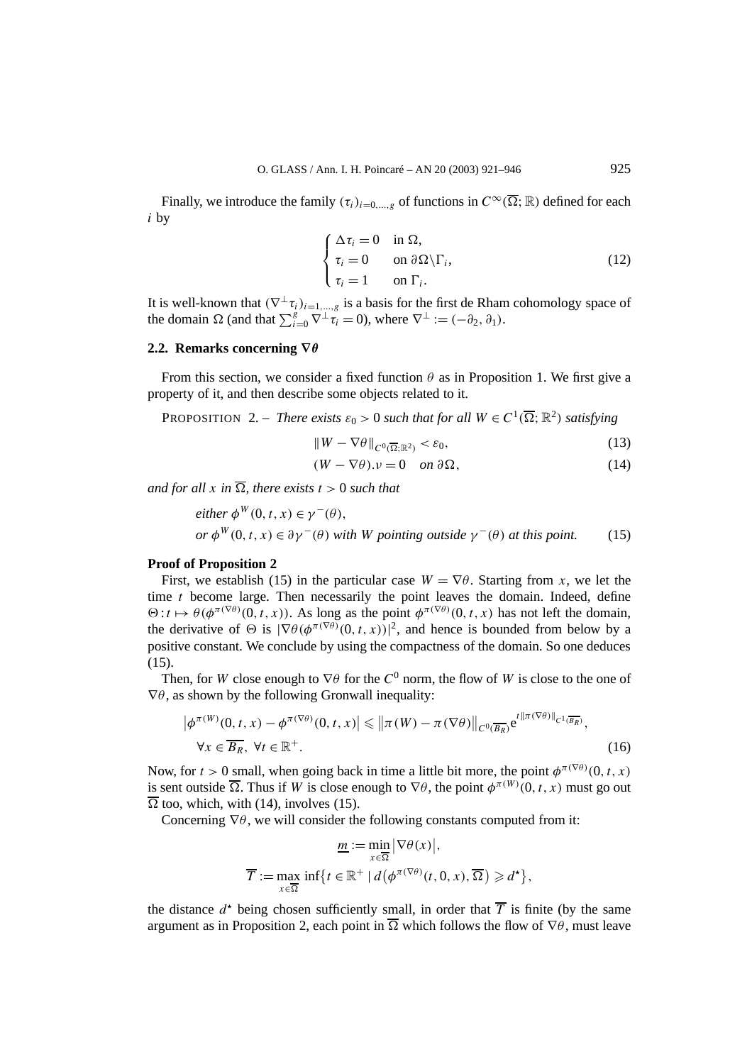Finally, we introduce the family $(\tau_i)_{i=0,\dots,g}$ of functions in $C^\infty(\overline{\Omega};\mathbb{R})$ defined for each $i$ by

$$
\begin{cases}
\Delta\tau_i = 0 & \text{in } \Omega,\\
\tau_i = 0 & \text{on } \partial\Omega\backslash\Gamma_i,\\
\tau_i = 1 & \text{on } \Gamma_i.
\end{cases}
\tag{12}
$$

It is well-known that $(\nabla^\perp\tau_i)_{i=1,\dots,g}$ is a basis for the first de Rham cohomology space of the domain $\Omega$ (and that $\sum_{i=0}^{g}\nabla^\perp\tau_i = 0$), where $\nabla^\perp := (-\partial_2, \partial_1)$.

### 2.2. Remarks concerning $\nabla\theta$

From this section, we consider a fixed function $\theta$ as in Proposition 1. We first give a property of it, and then describe some objects related to it.

PROPOSITION 2. – *There exists $\varepsilon_0 > 0$ such that for all $W \in C^1(\overline{\Omega};\mathbb{R}^2)$ satisfying*

$$
\|W - \nabla\theta\|_{C^0(\overline{\Omega};\mathbb{R}^2)} < \varepsilon_0, \tag{13}
$$

$$
(W - \nabla\theta).\nu = 0 \quad \text{on } \partial\Omega, \tag{14}
$$

*and for all $x$ in $\overline{\Omega}$, there exists $t > 0$ such that*

$$
\begin{aligned}
&\textit{either } \phi^W(0,t,x) \in \gamma^-(\theta),\\
&\textit{or } \phi^W(0,t,x) \in \partial\gamma^-(\theta) \textit{ with } W \textit{ pointing outside } \gamma^-(\theta) \textit{ at this point.}
\end{aligned}
\tag{15}
$$

**Proof of Proposition 2**

First, we establish (15) in the particular case $W = \nabla\theta$. Starting from $x$, we let the time $t$ become large. Then necessarily the point leaves the domain. Indeed, define $\Theta : t \mapsto \theta(\phi^{\pi(\nabla\theta)}(0,t,x))$. As long as the point $\phi^{\pi(\nabla\theta)}(0,t,x)$ has not left the domain, the derivative of $\Theta$ is $|\nabla\theta(\phi^{\pi(\nabla\theta)}(0,t,x))|^2$, and hence is bounded from below by a positive constant. We conclude by using the compactness of the domain. So one deduces (15).

Then, for $W$ close enough to $\nabla\theta$ for the $C^0$ norm, the flow of $W$ is close to the one of $\nabla\theta$, as shown by the following Gronwall inequality:

$$
\begin{aligned}
&\left|\phi^{\pi(W)}(0,t,x) - \phi^{\pi(\nabla\theta)}(0,t,x)\right| \leqslant \left\|\pi(W) - \pi(\nabla\theta)\right\|_{C^0(\overline{B_R})} e^{t\|\pi(\nabla\theta)\|_{C^1(\overline{B_R})}},\\
&\forall x \in \overline{B_R},\ \forall t \in \mathbb{R}^+.
\end{aligned}
\tag{16}
$$

Now, for $t > 0$ small, when going back in time a little bit more, the point $\phi^{\pi(\nabla\theta)}(0,t,x)$ is sent outside $\overline{\Omega}$. Thus if $W$ is close enough to $\nabla\theta$, the point $\phi^{\pi(W)}(0,t,x)$ must go out $\overline{\Omega}$ too, which, with (14), involves (15).

Concerning $\nabla\theta$, we will consider the following constants computed from it:

$$
\underline{m} := \min_{x\in\overline{\Omega}} \left|\nabla\theta(x)\right|,
$$

$$
\overline{T} := \max_{x\in\overline{\Omega}} \inf\left\{t \in \mathbb{R}^+ \mid d\left(\phi^{\pi(\nabla\theta)}(t,0,x), \overline{\Omega}\right) \geqslant d^\star\right\},
$$

the distance $d^\star$ being chosen sufficiently small, in order that $\overline{T}$ is finite (by the same argument as in Proposition 2, each point in $\overline{\Omega}$ which follows the flow of $\nabla\theta$, must leave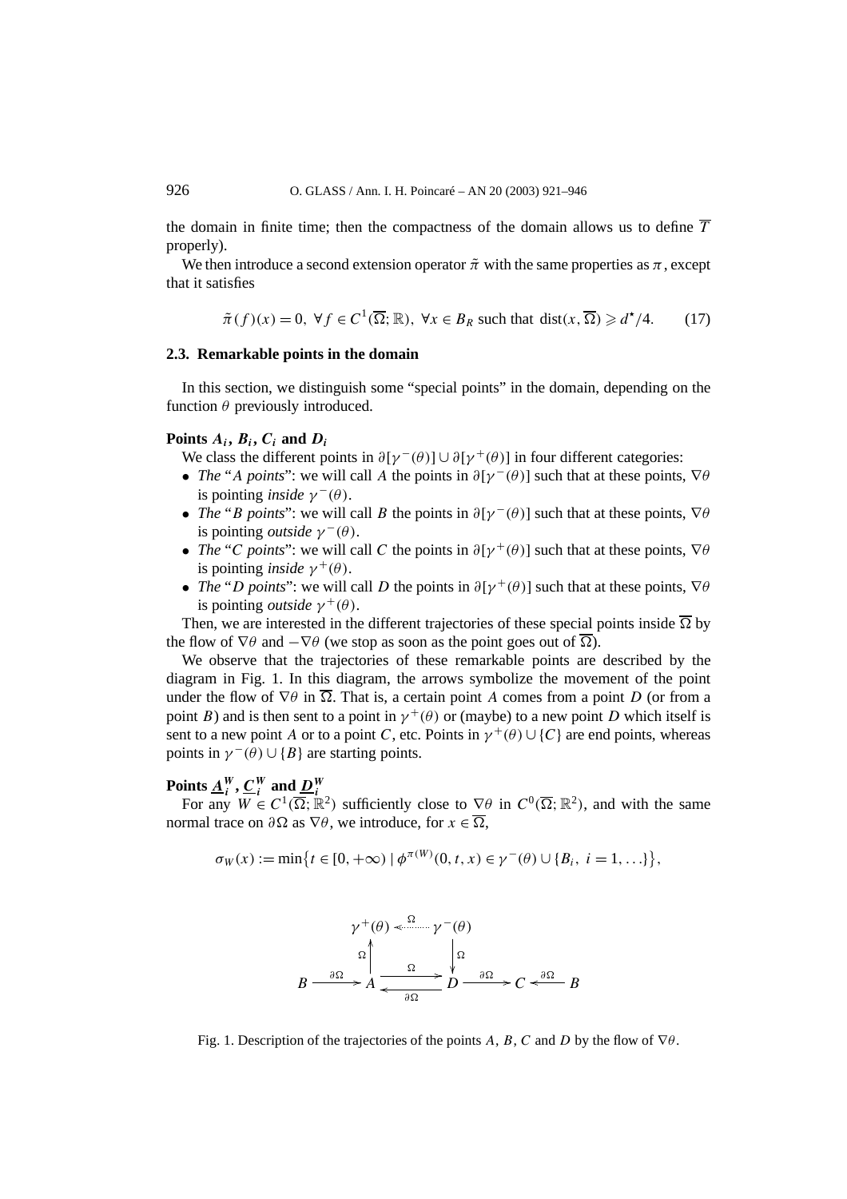the domain in finite time; then the compactness of the domain allows us to define $\overline{T}$ properly).

We then introduce a second extension operator $\tilde{\pi}$ with the same properties as $\pi$, except that it satisfies

$$\tilde{\pi}(f)(x) = 0, \ \forall f \in C^1(\overline{\Omega}; \mathbb{R}), \ \forall x \in B_R \text{ such that } \operatorname{dist}(x, \overline{\Omega}) \geqslant d^{\star}/4. \tag{17}$$

### 2.3. Remarkable points in the domain

In this section, we distinguish some "special points" in the domain, depending on the function $\theta$ previously introduced.

#### Points $A_i$, $B_i$, $C_i$ and $D_i$

We class the different points in $\partial[\gamma^-(\theta)] \cup \partial[\gamma^+(\theta)]$ in four different categories:

- *The "A points"*: we will call $A$ the points in $\partial[\gamma^-(\theta)]$ such that at these points, $\nabla\theta$ is pointing *inside* $\gamma^-(\theta)$.
- *The "B points"*: we will call $B$ the points in $\partial[\gamma^-(\theta)]$ such that at these points, $\nabla\theta$ is pointing *outside* $\gamma^-(\theta)$.
- *The "C points"*: we will call $C$ the points in $\partial[\gamma^+(\theta)]$ such that at these points, $\nabla\theta$ is pointing *inside* $\gamma^+(\theta)$.
- *The "D points"*: we will call $D$ the points in $\partial[\gamma^+(\theta)]$ such that at these points, $\nabla\theta$ is pointing *outside* $\gamma^+(\theta)$.

Then, we are interested in the different trajectories of these special points inside $\overline{\Omega}$ by the flow of $\nabla\theta$ and $-\nabla\theta$ (we stop as soon as the point goes out of $\overline{\Omega}$).

We observe that the trajectories of these remarkable points are described by the diagram in Fig. 1. In this diagram, the arrows symbolize the movement of the point under the flow of $\nabla\theta$ in $\overline{\Omega}$. That is, a certain point $A$ comes from a point $D$ (or from a point $B$) and is then sent to a point in $\gamma^+(\theta)$ or (maybe) to a new point $D$ which itself is sent to a new point $A$ or to a point $C$, etc. Points in $\gamma^+(\theta) \cup \{C\}$ are end points, whereas points in $\gamma^-(\theta) \cup \{B\}$ are starting points.

#### Points $\underline{A}_i^W$, $\underline{C}_i^W$ and $\underline{D}_i^W$

For any $W \in C^1(\overline{\Omega}; \mathbb{R}^2)$ sufficiently close to $\nabla\theta$ in $C^0(\overline{\Omega}; \mathbb{R}^2)$, and with the same normal trace on $\partial\Omega$ as $\nabla\theta$, we introduce, for $x \in \overline{\Omega}$,

$$\sigma_W(x) := \min\bigl\{t \in [0, +\infty) \mid \phi^{\pi(W)}(0, t, x) \in \gamma^-(\theta) \cup \{B_i, \ i = 1, \ldots\}\bigr\},$$

$$\begin{array}{ccccccccc}
 & & \gamma^+(\theta) & \overset{\Omega}{\longleftarrow\cdots} & \gamma^-(\theta) & & & & \\
 & & \Omega\uparrow & & \downarrow\Omega & & & & \\
B & \xrightarrow{\partial\Omega} & A & \underset{\underset{\partial\Omega}{\longleftarrow}}{\xrightarrow{\Omega}} & D & \xrightarrow{\partial\Omega} & C & \xleftarrow{\partial\Omega} & B
\end{array}$$

Fig. 1. Description of the trajectories of the points $A$, $B$, $C$ and $D$ by the flow of $\nabla\theta$.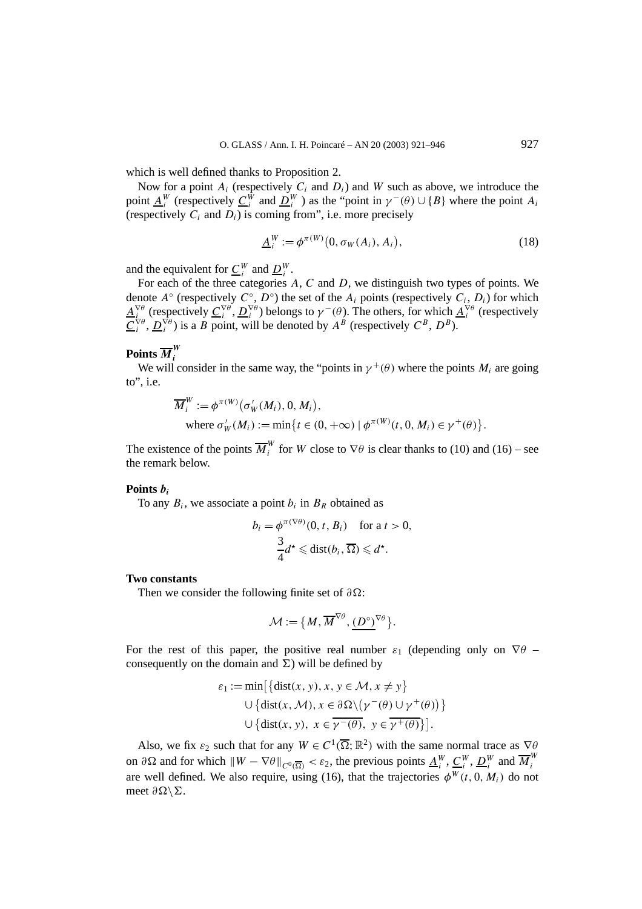which is well defined thanks to Proposition 2.

Now for a point $A_i$ (respectively $C_i$ and $D_i$) and $W$ such as above, we introduce the point $\underline{A}_i^W$ (respectively $\underline{C}_i^W$ and $\underline{D}_i^W$ ) as the "point in $\gamma^-(\theta) \cup \{B\}$ where the point $A_i$ (respectively $C_i$ and $D_i$) is coming from", i.e. more precisely

$$\underline{A}_i^W := \phi^{\pi(W)}\big(0, \sigma_W(A_i), A_i\big), \tag{18}$$

and the equivalent for $\underline{C}_i^W$ and $\underline{D}_i^W$.

For each of the three categories $A$, $C$ and $D$, we distinguish two types of points. We denote $A^\circ$ (respectively $C^\circ$, $D^\circ$) the set of the $A_i$ points (respectively $C_i$, $D_i$) for which $\underline{A}_i^{\nabla\theta}$ (respectively $\underline{C}_i^{\nabla\theta}$, $\underline{D}_i^{\nabla\theta}$) belongs to $\gamma^-(\theta)$. The others, for which $\underline{A}_i^{\nabla\theta}$ (respectively $\underline{C}_i^{\nabla\theta}$, $\underline{D}_i^{\nabla\theta}$) is a $B$ point, will be denoted by $A^B$ (respectively $C^B$, $D^B$).

**Points $\overline{M}_i^W$**

We will consider in the same way, the "points in $\gamma^+(\theta)$ where the points $M_i$ are going to", i.e.

$$\overline{M}_i^W := \phi^{\pi(W)}\big(\sigma_W'(M_i), 0, M_i\big),$$
$$\text{where } \sigma_W'(M_i) := \min\big\{t \in (0, +\infty) \mid \phi^{\pi(W)}(t, 0, M_i) \in \gamma^+(\theta)\big\}.$$

The existence of the points $\overline{M}_i^W$ for $W$ close to $\nabla\theta$ is clear thanks to (10) and (16) – see the remark below.

**Points $b_i$**

To any $B_i$, we associate a point $b_i$ in $B_R$ obtained as

$$b_i = \phi^{\pi(\nabla\theta)}(0, t, B_i) \quad \text{for a } t > 0,$$
$$\frac{3}{4}d^\star \leqslant \operatorname{dist}(b_i, \overline{\Omega}) \leqslant d^\star.$$

**Two constants**

Then we consider the following finite set of $\partial\Omega$:

$$\mathcal{M} := \big\{M, \overline{M}^{\nabla\theta}, \underline{(D^\circ)}^{\nabla\theta}\big\}.$$

For the rest of this paper, the positive real number $\varepsilon_1$ (depending only on $\nabla\theta$ – consequently on the domain and $\Sigma$) will be defined by

$$\begin{aligned}
\varepsilon_1 := \min\big[&\big\{\operatorname{dist}(x, y), x, y \in \mathcal{M}, x \neq y\big\} \\
&\cup \big\{\operatorname{dist}(x, \mathcal{M}), x \in \partial\Omega \backslash \big(\gamma^-(\theta) \cup \gamma^+(\theta)\big)\big\} \\
&\cup \big\{\operatorname{dist}(x, y),\ x \in \overline{\gamma^-(\theta)},\ y \in \overline{\gamma^+(\theta)}\big\}\big].
\end{aligned}$$

Also, we fix $\varepsilon_2$ such that for any $W \in C^1(\overline{\Omega}; \mathbb{R}^2)$ with the same normal trace as $\nabla\theta$ on $\partial\Omega$ and for which $\|W - \nabla\theta\|_{C^0(\overline{\Omega})} < \varepsilon_2$, the previous points $\underline{A}_i^W$, $\underline{C}_i^W$, $\underline{D}_i^W$ and $\overline{M}_i^W$ are well defined. We also require, using (16), that the trajectories $\phi^W(t, 0, M_i)$ do not meet $\partial\Omega\backslash\Sigma$.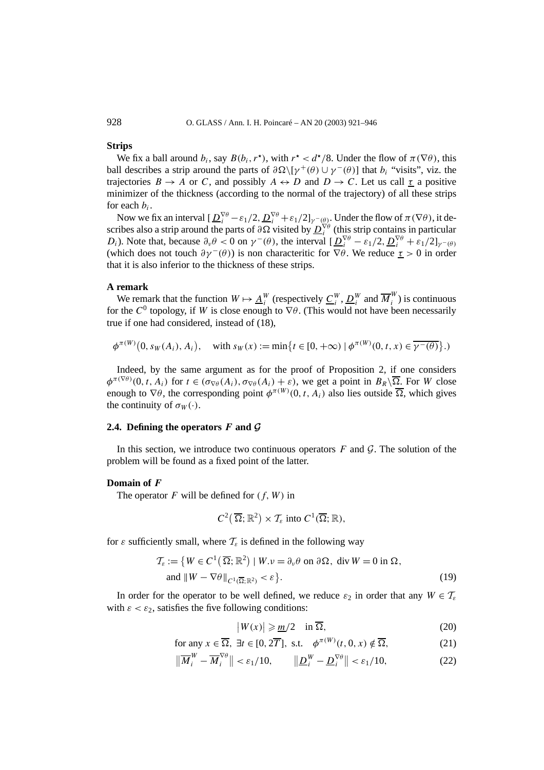**Strips**

We fix a ball around $b_i$, say $B(b_i, r^\star)$, with $r^\star < d^\star/8$. Under the flow of $\pi(\nabla\theta)$, this ball describes a strip around the parts of $\partial\Omega\backslash[\gamma^+(\theta) \cup \gamma^-(\theta)]$ that $b_i$ "visits", viz. the trajectories $B \to A$ or $C$, and possibly $A \leftrightarrow D$ and $D \to C$. Let us call $\underline{\tau}$ a positive minimizer of the thickness (according to the normal of the trajectory) of all these strips for each $b_i$.

Now we fix an interval $[\underline{D}_i^{\nabla\theta} - \varepsilon_1/2, \underline{D}_i^{\nabla\theta} + \varepsilon_1/2]_{\gamma^-(\theta)}$. Under the flow of $\pi(\nabla\theta)$, it describes also a strip around the parts of $\partial\Omega$ visited by $\underline{D}_i^{\nabla\theta}$ (this strip contains in particular $D_i$). Note that, because $\partial_\nu\theta < 0$ on $\gamma^-(\theta)$, the interval $[\underline{D}_i^{\nabla\theta} - \varepsilon_1/2, \underline{D}_i^{\nabla\theta} + \varepsilon_1/2]_{\gamma^-(\theta)}$ (which does not touch $\partial\gamma^-(\theta)$) is non characteritic for $\nabla\theta$. We reduce $\underline{\tau} > 0$ in order that it is also inferior to the thickness of these strips.

**A remark**

We remark that the function $W \mapsto \underline{A}_i^W$ (respectively $\underline{C}_i^W$, $\underline{D}_i^W$ and $\overline{M}_i^W$) is continuous for the $C^0$ topology, if $W$ is close enough to $\nabla\theta$. (This would not have been necessarily true if one had considered, instead of (18),

$$\phi^{\pi(W)}(0, s_W(A_i), A_i), \quad \text{with } s_W(x) := \min\{t \in [0, +\infty) \mid \phi^{\pi(W)}(0, t, x) \in \overline{\gamma^-(\theta)}\}.)$$

Indeed, by the same argument as for the proof of Proposition 2, if one considers $\phi^{\pi(\nabla\theta)}(0, t, A_i)$ for $t \in (\sigma_{\nabla\theta}(A_i), \sigma_{\nabla\theta}(A_i) + \varepsilon)$, we get a point in $B_R\backslash\overline{\Omega}$. For $W$ close enough to $\nabla\theta$, the corresponding point $\phi^{\pi(W)}(0, t, A_i)$ also lies outside $\overline{\Omega}$, which gives the continuity of $\sigma_W(\cdot)$.

### 2.4. Defining the operators $F$ and $\mathcal{G}$

In this section, we introduce two continuous operators $F$ and $\mathcal{G}$. The solution of the problem will be found as a fixed point of the latter.

**Domain of $F$**

The operator $F$ will be defined for $(f, W)$ in

$$C^2(\overline{\Omega}; \mathbb{R}^2) \times \mathcal{T}_\varepsilon \text{ into } C^1(\overline{\Omega}; \mathbb{R}),$$

for $\varepsilon$ sufficiently small, where $\mathcal{T}_\varepsilon$ is defined in the following way

$$\mathcal{T}_\varepsilon := \{W \in C^1(\overline{\Omega}; \mathbb{R}^2) \mid W.\nu = \partial_\nu\theta \text{ on } \partial\Omega,\ \operatorname{div} W = 0 \text{ in } \Omega, \text{ and } \|W - \nabla\theta\|_{C^1(\overline{\Omega}; \mathbb{R}^2)} < \varepsilon\}. \tag{19}$$

In order for the operator to be well defined, we reduce $\varepsilon_2$ in order that any $W \in \mathcal{T}_\varepsilon$ with $\varepsilon < \varepsilon_2$, satisfies the five following conditions:

$$|W(x)| \geqslant \underline{m}/2 \quad \text{in } \overline{\Omega}, \tag{20}$$

$$\text{for any } x \in \overline{\Omega},\ \exists t \in [0, 2\overline{T}], \text{ s.t. } \quad \phi^{\pi(W)}(t, 0, x) \notin \overline{\Omega}, \tag{21}$$

$$\|\overline{M}_i^W - \overline{M}_i^{\nabla\theta}\| < \varepsilon_1/10, \qquad \|\underline{D}_i^W - \underline{D}_i^{\nabla\theta}\| < \varepsilon_1/10, \tag{22}$$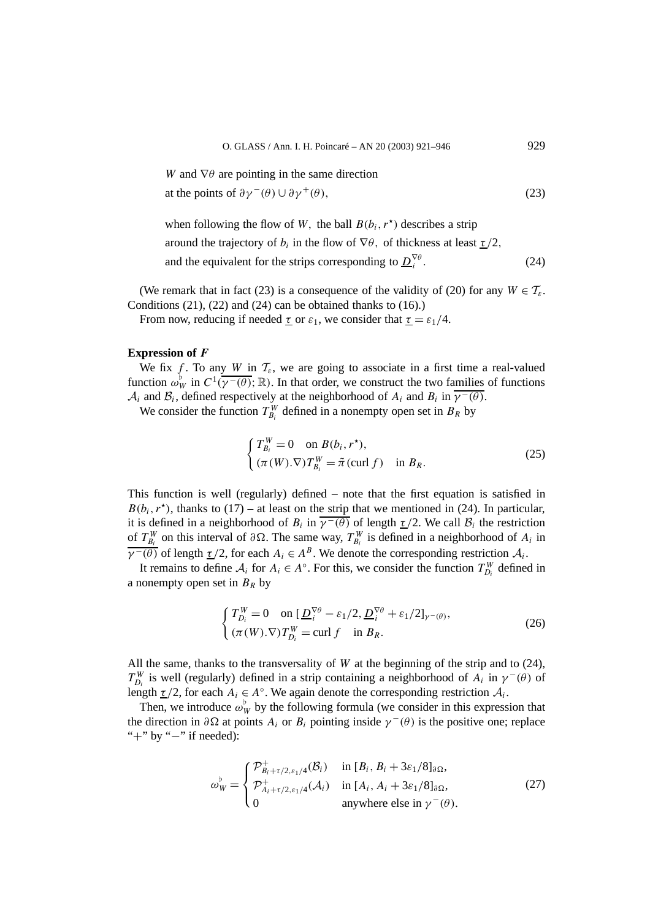$$W \text{ and } \nabla\theta \text{ are pointing in the same direction}$$
$$\text{at the points of } \partial\gamma^-(\theta) \cup \partial\gamma^+(\theta), \tag{23}$$

$$\text{when following the flow of } W, \text{ the ball } B(b_i, r^\star) \text{ describes a strip}$$
$$\text{around the trajectory of } b_i \text{ in the flow of } \nabla\theta, \text{ of thickness at least } \underline{\tau}/2,$$
$$\text{and the equivalent for the strips corresponding to } \underline{D}_i^{\nabla\theta}. \tag{24}$$

(We remark that in fact (23) is a consequence of the validity of (20) for any $W \in \mathcal{T}_\varepsilon$. Conditions (21), (22) and (24) can be obtained thanks to (16).)

From now, reducing if needed $\underline{\tau}$ or $\varepsilon_1$, we consider that $\underline{\tau} = \varepsilon_1/4$.

**Expression of $F$**

We fix $f$. To any $W$ in $\mathcal{T}_\varepsilon$, we are going to associate in a first time a real-valued function $\omega_W^\flat$ in $C^1(\overline{\gamma^-(\theta)}; \mathbb{R})$. In that order, we construct the two families of functions $\mathcal{A}_i$ and $\mathcal{B}_i$, defined respectively at the neighborhood of $A_i$ and $B_i$ in $\overline{\gamma^-(\theta)}$.

We consider the function $T_{B_i}^W$ defined in a nonempty open set in $B_R$ by

$$\begin{cases} T_{B_i}^W = 0 \quad \text{on } B(b_i, r^\star), \\ (\pi(W).\nabla) T_{B_i}^W = \tilde{\pi}(\operatorname{curl} f) \quad \text{in } B_R. \end{cases} \tag{25}$$

This function is well (regularly) defined – note that the first equation is satisfied in $B(b_i, r^\star)$, thanks to (17) – at least on the strip that we mentioned in (24). In particular, it is defined in a neighborhood of $B_i$ in $\overline{\gamma^-(\theta)}$ of length $\underline{\tau}/2$. We call $\mathcal{B}_i$ the restriction of $T_{B_i}^W$ on this interval of $\partial\Omega$. The same way, $T_{B_i}^W$ is defined in a neighborhood of $A_i$ in $\overline{\gamma^-(\theta)}$ of length $\underline{\tau}/2$, for each $A_i \in A^B$. We denote the corresponding restriction $\mathcal{A}_i$.

It remains to define $\mathcal{A}_i$ for $A_i \in A^\circ$. For this, we consider the function $T_{D_i}^W$ defined in a nonempty open set in $B_R$ by

$$\begin{cases} T_{D_i}^W = 0 \quad \text{on } [\underline{D}_i^{\nabla\theta} - \varepsilon_1/2, \underline{D}_i^{\nabla\theta} + \varepsilon_1/2]_{\gamma^-(\theta)}, \\ (\pi(W).\nabla) T_{D_i}^W = \operatorname{curl} f \quad \text{in } B_R. \end{cases} \tag{26}$$

All the same, thanks to the transversality of $W$ at the beginning of the strip and to (24), $T_{D_i}^W$ is well (regularly) defined in a strip containing a neighborhood of $A_i$ in $\gamma^-(\theta)$ of length $\underline{\tau}/2$, for each $A_i \in A^\circ$. We again denote the corresponding restriction $\mathcal{A}_i$.

Then, we introduce $\omega_W^\flat$ by the following formula (we consider in this expression that the direction in $\partial\Omega$ at points $A_i$ or $B_i$ pointing inside $\gamma^-(\theta)$ is the positive one; replace "+" by "−" if needed):

$$\omega_W^\flat = \begin{cases} \mathcal{P}^+_{B_i + \tau/2, \varepsilon_1/4}(\mathcal{B}_i) & \text{in } [B_i, B_i + 3\varepsilon_1/8]_{\partial\Omega}, \\ \mathcal{P}^+_{A_i + \tau/2, \varepsilon_1/4}(\mathcal{A}_i) & \text{in } [A_i, A_i + 3\varepsilon_1/8]_{\partial\Omega}, \\ 0 & \text{anywhere else in } \gamma^-(\theta). \end{cases} \tag{27}$$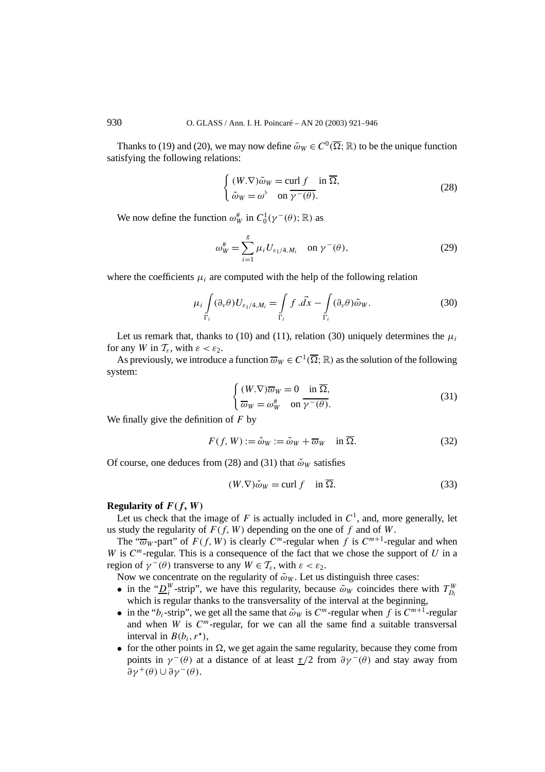Thanks to (19) and (20), we may now define $\tilde{\omega}_W \in C^0(\overline{\Omega};\mathbb{R})$ to be the unique function satisfying the following relations:

$$\begin{cases} (W.\nabla)\tilde{\omega}_W = \operatorname{curl} f & \text{in } \overline{\Omega}, \\ \tilde{\omega}_W = \omega^\flat & \text{on } \overline{\gamma^-(\theta)}. \end{cases} \tag{28}$$

We now define the function $\omega_W^\#$ in $C_0^1(\gamma^-(\theta);\mathbb{R})$ as

$$\omega_W^\# = \sum_{i=1}^{g} \mu_i U_{\varepsilon_1/4,M_i} \quad \text{on } \gamma^-(\theta), \tag{29}$$

where the coefficients $\mu_i$ are computed with the help of the following relation

$$\mu_i \int_{\Gamma_i} (\partial_\nu \theta) U_{\varepsilon_1/4,M_i} = \int_{\Gamma_i} f.\vec{dx} - \int_{\Gamma_i} (\partial_\nu \theta)\tilde{\omega}_W. \tag{30}$$

Let us remark that, thanks to (10) and (11), relation (30) uniquely determines the $\mu_i$ for any $W$ in $\mathcal{T}_\varepsilon$, with $\varepsilon < \varepsilon_2$.

As previously, we introduce a function $\overline{\varpi}_W \in C^1(\overline{\Omega};\mathbb{R})$ as the solution of the following system:

$$\begin{cases} (W.\nabla)\overline{\varpi}_W = 0 & \text{in } \overline{\Omega}, \\ \overline{\varpi}_W = \omega_W^\# & \text{on } \overline{\gamma^-(\theta)}. \end{cases} \tag{31}$$

We finally give the definition of $F$ by

$$F(f,W) := \check{\omega}_W := \tilde{\omega}_W + \overline{\varpi}_W \quad \text{in } \overline{\Omega}. \tag{32}$$

Of course, one deduces from (28) and (31) that $\check{\omega}_W$ satisfies

$$(W.\nabla)\check{\omega}_W = \operatorname{curl} f \quad \text{in } \overline{\Omega}. \tag{33}$$

**Regularity of $F(f,W)$**

Let us check that the image of $F$ is actually included in $C^1$, and, more generally, let us study the regularity of $F(f,W)$ depending on the one of $f$ and of $W$.

The "$\overline{\varpi}_W$-part" of $F(f,W)$ is clearly $C^m$-regular when $f$ is $C^{m+1}$-regular and when $W$ is $C^m$-regular. This is a consequence of the fact that we chose the support of $U$ in a region of $\gamma^-(\theta)$ transverse to any $W \in \mathcal{T}_\varepsilon$, with $\varepsilon < \varepsilon_2$.

Now we concentrate on the regularity of $\tilde{\omega}_W$. Let us distinguish three cases:

- in the "$\underline{D}_i^W$-strip", we have this regularity, because $\tilde{\omega}_W$ coincides there with $T_{D_i}^W$ which is regular thanks to the transversality of the interval at the beginning,
- in the "$b_i$-strip", we get all the same that $\tilde{\omega}_W$ is $C^m$-regular when $f$ is $C^{m+1}$-regular and when $W$ is $C^m$-regular, for we can all the same find a suitable transversal interval in $B(b_i, r^\star)$,
- for the other points in $\Omega$, we get again the same regularity, because they come from points in $\gamma^-(\theta)$ at a distance of at least $\underline{\tau}/2$ from $\partial\gamma^-(\theta)$ and stay away from $\partial\gamma^+(\theta) \cup \partial\gamma^-(\theta)$.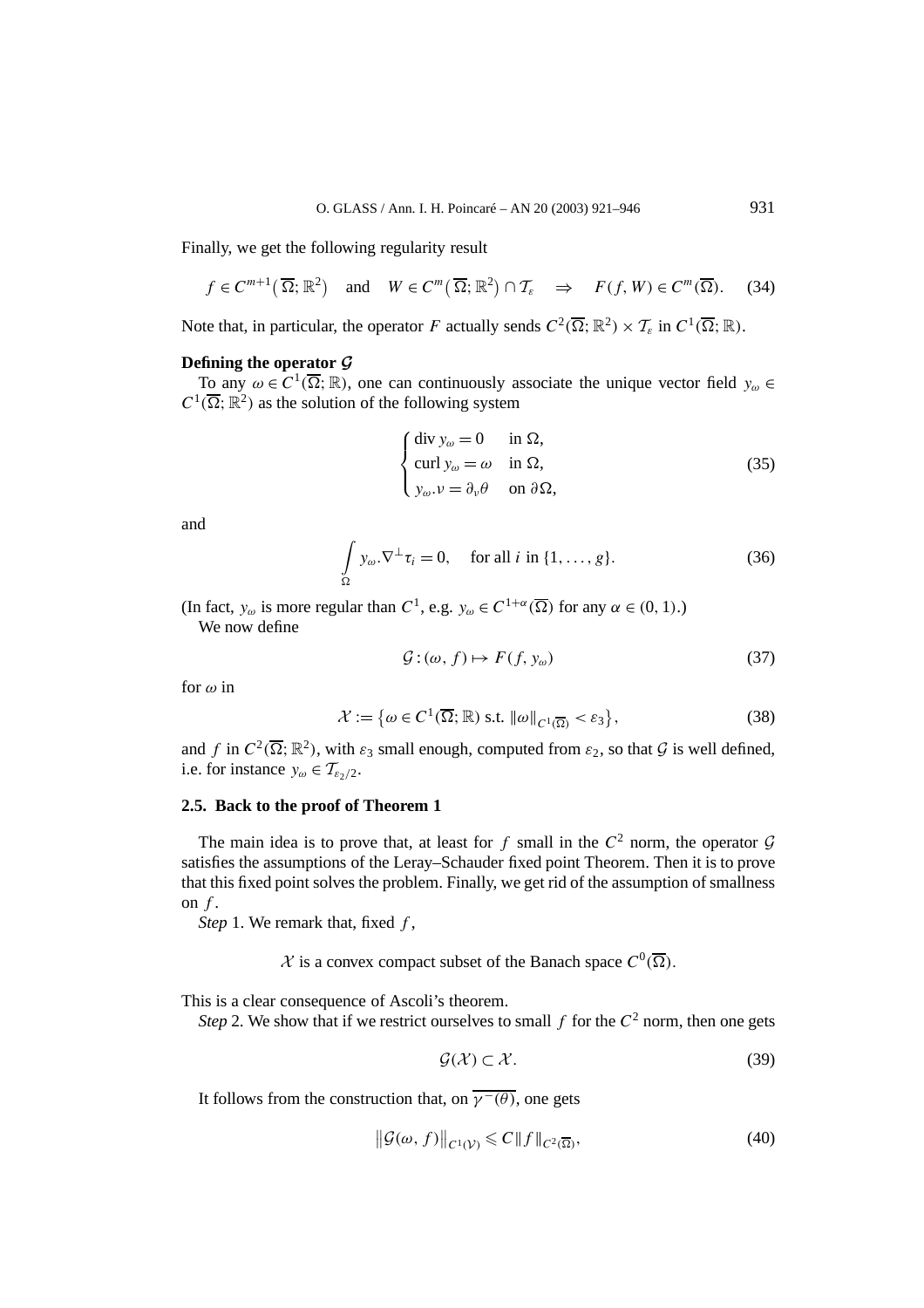Finally, we get the following regularity result

$$f \in C^{m+1}\big(\overline{\Omega};\mathbb{R}^2\big) \quad \text{and} \quad W \in C^m\big(\overline{\Omega};\mathbb{R}^2\big) \cap \mathcal{T}_\varepsilon \quad \Rightarrow \quad F(f,W) \in C^m(\overline{\Omega}). \tag{34}$$

Note that, in particular, the operator $F$ actually sends $C^2(\overline{\Omega};\mathbb{R}^2) \times \mathcal{T}_\varepsilon$ in $C^1(\overline{\Omega};\mathbb{R})$.

**Defining the operator $\mathcal{G}$**

To any $\omega \in C^1(\overline{\Omega};\mathbb{R})$, one can continuously associate the unique vector field $y_\omega \in C^1(\overline{\Omega};\mathbb{R}^2)$ as the solution of the following system

$$\begin{cases} \operatorname{div} y_\omega = 0 & \text{in } \Omega, \\ \operatorname{curl} y_\omega = \omega & \text{in } \Omega, \\ y_\omega.\nu = \partial_\nu \theta & \text{on } \partial\Omega, \end{cases} \tag{35}$$

and

$$\int_\Omega y_\omega.\nabla^\perp \tau_i = 0, \quad \text{for all } i \text{ in } \{1,\ldots,g\}. \tag{36}$$

(In fact, $y_\omega$ is more regular than $C^1$, e.g. $y_\omega \in C^{1+\alpha}(\overline{\Omega})$ for any $\alpha \in (0,1)$.)

We now define

$$\mathcal{G} : (\omega, f) \mapsto F(f, y_\omega) \tag{37}$$

for $\omega$ in

$$\mathcal{X} := \big\{\omega \in C^1(\overline{\Omega};\mathbb{R}) \text{ s.t. } \|\omega\|_{C^1(\overline{\Omega})} < \varepsilon_3\big\}, \tag{38}$$

and $f$ in $C^2(\overline{\Omega};\mathbb{R}^2)$, with $\varepsilon_3$ small enough, computed from $\varepsilon_2$, so that $\mathcal{G}$ is well defined, i.e. for instance $y_\omega \in \mathcal{T}_{\varepsilon_2/2}$.

### 2.5. Back to the proof of Theorem 1

The main idea is to prove that, at least for $f$ small in the $C^2$ norm, the operator $\mathcal{G}$ satisfies the assumptions of the Leray–Schauder fixed point Theorem. Then it is to prove that this fixed point solves the problem. Finally, we get rid of the assumption of smallness on $f$.

*Step* 1. We remark that, fixed $f$,

$$\mathcal{X} \text{ is a convex compact subset of the Banach space } C^0(\overline{\Omega}).$$

This is a clear consequence of Ascoli's theorem.

*Step* 2. We show that if we restrict ourselves to small $f$ for the $C^2$ norm, then one gets

$$\mathcal{G}(\mathcal{X}) \subset \mathcal{X}. \tag{39}$$

It follows from the construction that, on $\overline{\gamma^-(\theta)}$, one gets

$$\big\|\mathcal{G}(\omega,f)\big\|_{C^1(\mathcal{V})} \leqslant C\|f\|_{C^2(\overline{\Omega})}, \tag{40}$$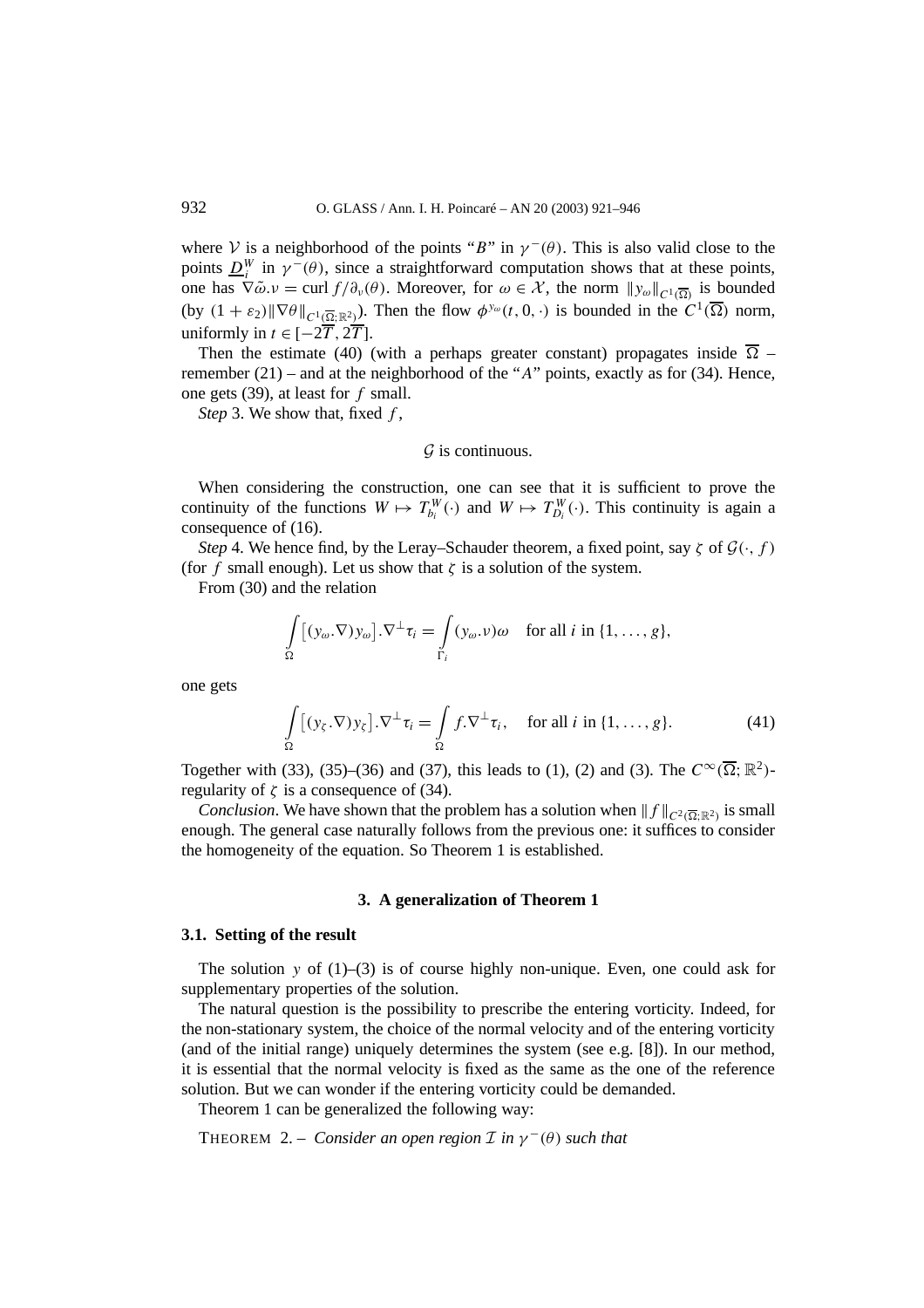where $\mathcal{V}$ is a neighborhood of the points "$B$" in $\gamma^-(\theta)$. This is also valid close to the points $\underline{D}_i^W$ in $\gamma^-(\theta)$, since a straightforward computation shows that at these points, one has $\nabla\tilde{\omega}.\nu = \operatorname{curl} f/\partial_\nu(\theta)$. Moreover, for $\omega \in \mathcal{X}$, the norm $\|y_\omega\|_{C^1(\overline{\Omega})}$ is bounded (by $(1+\varepsilon_2)\|\nabla\theta\|_{C^1(\overline{\Omega};\mathbb{R}^2)}$). Then the flow $\phi^{y_\omega}(t,0,\cdot)$ is bounded in the $C^1(\overline{\Omega})$ norm, uniformly in $t \in [-2\overline{T}, 2\overline{T}]$.

Then the estimate (40) (with a perhaps greater constant) propagates inside $\overline{\Omega}$ – remember (21) – and at the neighborhood of the "$A$" points, exactly as for (34). Hence, one gets (39), at least for $f$ small.

*Step* 3. We show that, fixed $f$,

$$\mathcal{G} \text{ is continuous.}$$

When considering the construction, one can see that it is sufficient to prove the continuity of the functions $W \mapsto T_{b_i}^W(\cdot)$ and $W \mapsto T_{D_i}^W(\cdot)$. This continuity is again a consequence of (16).

*Step* 4. We hence find, by the Leray–Schauder theorem, a fixed point, say $\zeta$ of $\mathcal{G}(\cdot, f)$ (for $f$ small enough). Let us show that $\zeta$ is a solution of the system.

From (30) and the relation

$$\int_\Omega \big[(y_\omega.\nabla)y_\omega\big].\nabla^\perp\tau_i = \int_{\Gamma_i}(y_\omega.\nu)\omega \quad \text{for all } i \text{ in } \{1,\ldots,g\},$$

one gets

$$\int_\Omega \big[(y_\zeta.\nabla)y_\zeta\big].\nabla^\perp\tau_i = \int_\Omega f.\nabla^\perp\tau_i, \quad \text{for all } i \text{ in } \{1,\ldots,g\}. \tag{41}$$

Together with (33), (35)–(36) and (37), this leads to (1), (2) and (3). The $C^\infty(\overline{\Omega};\mathbb{R}^2)$-regularity of $\zeta$ is a consequence of (34).

*Conclusion*. We have shown that the problem has a solution when $\|f\|_{C^2(\overline{\Omega};\mathbb{R}^2)}$ is small enough. The general case naturally follows from the previous one: it suffices to consider the homogeneity of the equation. So Theorem 1 is established.

## 3. A generalization of Theorem 1

### 3.1. Setting of the result

The solution $y$ of (1)–(3) is of course highly non-unique. Even, one could ask for supplementary properties of the solution.

The natural question is the possibility to prescribe the entering vorticity. Indeed, for the non-stationary system, the choice of the normal velocity and of the entering vorticity (and of the initial range) uniquely determines the system (see e.g. [8]). In our method, it is essential that the normal velocity is fixed as the same as the one of the reference solution. But we can wonder if the entering vorticity could be demanded.

Theorem 1 can be generalized the following way:

THEOREM 2. – *Consider an open region $\mathcal{I}$ in $\gamma^-(\theta)$ such that*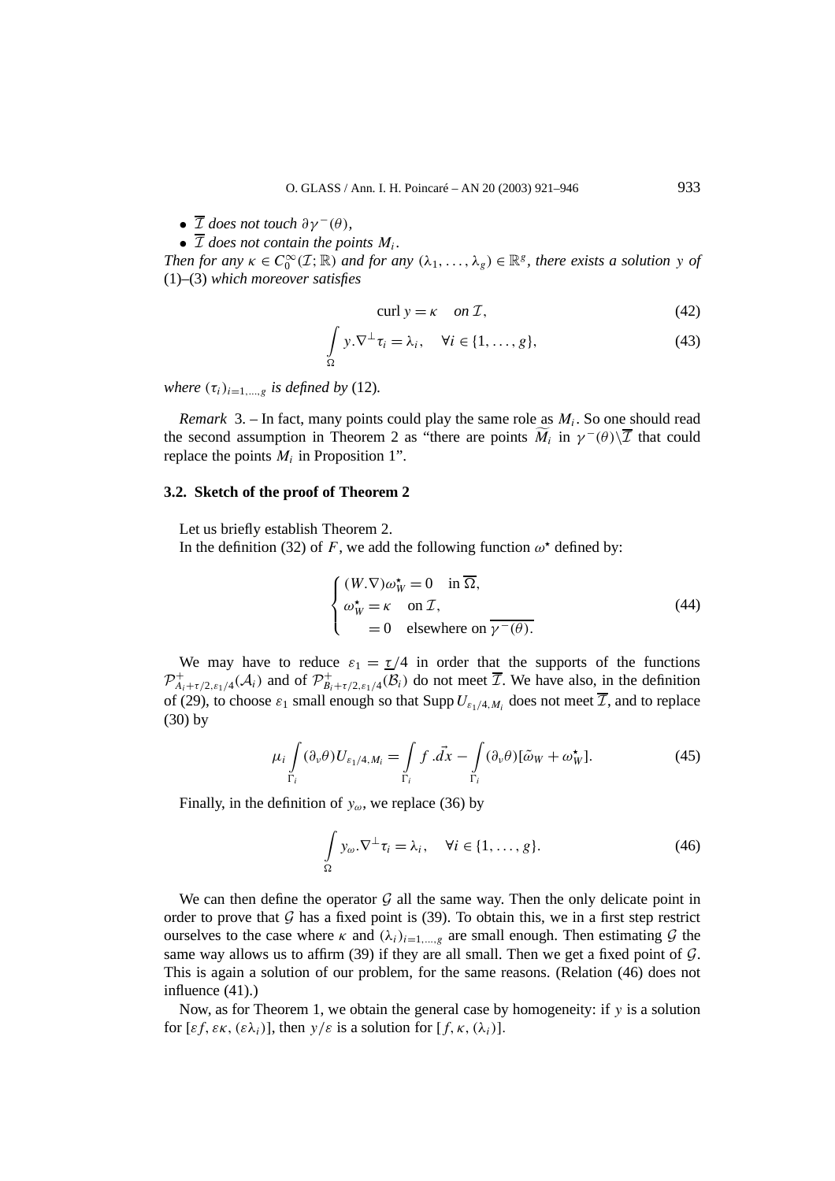- $\overline{\mathcal{I}}$ *does not touch* $\partial\gamma^-(\theta)$,
- $\overline{\mathcal{I}}$ *does not contain the points* $M_i$.

*Then for any* $\kappa \in C_0^\infty(\mathcal{I};\mathbb{R})$ *and for any* $(\lambda_1,\dots,\lambda_g)\in\mathbb{R}^g$, *there exists a solution* $y$ *of* (1)–(3) *which moreover satisfies*

$$\operatorname{curl} y = \kappa \quad \text{on } \mathcal{I}, \tag{42}$$

$$\int_\Omega y.\nabla^\perp\tau_i = \lambda_i, \quad \forall i\in\{1,\dots,g\}, \tag{43}$$

*where* $(\tau_i)_{i=1,\dots,g}$ *is defined by* (12).

*Remark* 3. – In fact, many points could play the same role as $M_i$. So one should read the second assumption in Theorem 2 as "there are points $\widetilde{M_i}$ in $\gamma^-(\theta)\setminus\overline{\mathcal{I}}$ that could replace the points $M_i$ in Proposition 1".

### 3.2. Sketch of the proof of Theorem 2

Let us briefly establish Theorem 2.

In the definition (32) of $F$, we add the following function $\omega^\star$ defined by:

$$\begin{cases} (W.\nabla)\omega^\star_W = 0 & \text{in } \overline{\Omega}, \\ \omega^\star_W = \kappa & \text{on } \mathcal{I}, \\ \quad\ \ = 0 & \text{elsewhere on } \overline{\gamma^-(\theta)}. \end{cases} \tag{44}$$

We may have to reduce $\varepsilon_1 = \underline{\tau}/4$ in order that the supports of the functions $\mathcal{P}^+_{A_i+\tau/2,\varepsilon_1/4}(\mathcal{A}_i)$ and of $\mathcal{P}^+_{B_i+\tau/2,\varepsilon_1/4}(\mathcal{B}_i)$ do not meet $\overline{\mathcal{I}}$. We have also, in the definition of (29), to choose $\varepsilon_1$ small enough so that $\operatorname{Supp} U_{\varepsilon_1/4,M_i}$ does not meet $\overline{\mathcal{I}}$, and to replace (30) by

$$\mu_i \int_{\Gamma_i} (\partial_\nu\theta) U_{\varepsilon_1/4,M_i} = \int_{\Gamma_i} f.\vec{dx} - \int_{\Gamma_i} (\partial_\nu\theta)[\tilde{\omega}_W + \omega^\star_W]. \tag{45}$$

Finally, in the definition of $y_\omega$, we replace (36) by

$$\int_\Omega y_\omega.\nabla^\perp\tau_i = \lambda_i, \quad \forall i\in\{1,\dots,g\}. \tag{46}$$

We can then define the operator $\mathcal{G}$ all the same way. Then the only delicate point in order to prove that $\mathcal{G}$ has a fixed point is (39). To obtain this, we in a first step restrict ourselves to the case where $\kappa$ and $(\lambda_i)_{i=1,\dots,g}$ are small enough. Then estimating $\mathcal{G}$ the same way allows us to affirm (39) if they are all small. Then we get a fixed point of $\mathcal{G}$. This is again a solution of our problem, for the same reasons. (Relation (46) does not influence (41).)

Now, as for Theorem 1, we obtain the general case by homogeneity: if $y$ is a solution for $[\varepsilon f, \varepsilon\kappa, (\varepsilon\lambda_i)]$, then $y/\varepsilon$ is a solution for $[f,\kappa,(\lambda_i)]$.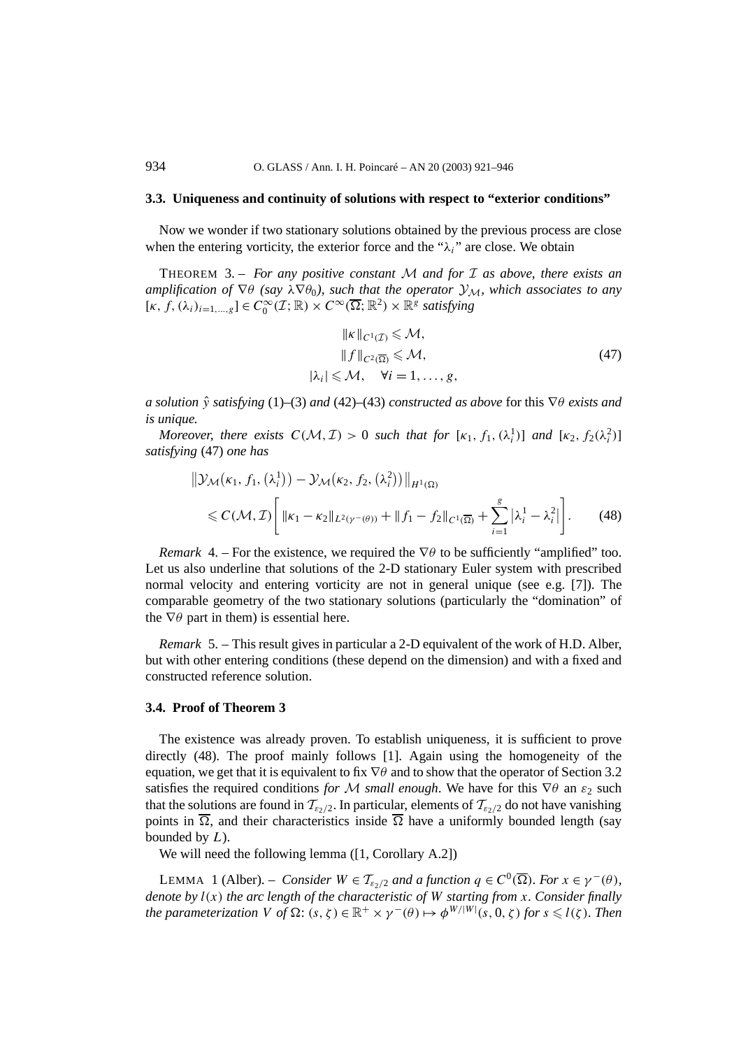### 3.3. Uniqueness and continuity of solutions with respect to "exterior conditions"

Now we wonder if two stationary solutions obtained by the previous process are close when the entering vorticity, the exterior force and the "$\lambda_i$" are close. We obtain

THEOREM 3. – *For any positive constant $\mathcal{M}$ and for $\mathcal{I}$ as above, there exists an amplification of $\nabla\theta$ (say $\lambda\nabla\theta_0$), such that the operator $\mathcal{Y}_{\mathcal{M}}$, which associates to any $[\kappa, f, (\lambda_i)_{i=1,\ldots,g}] \in C_0^\infty(\mathcal{I};\mathbb{R}) \times C^\infty(\overline{\Omega};\mathbb{R}^2) \times \mathbb{R}^g$ satisfying*

$$
\begin{aligned}
\|\kappa\|_{C^1(\mathcal{I})} &\leqslant \mathcal{M}, \\
\|f\|_{C^2(\overline{\Omega})} &\leqslant \mathcal{M}, \\
|\lambda_i| \leqslant \mathcal{M}, &\quad \forall i = 1, \ldots, g,
\end{aligned}
\tag{47}
$$

*a solution $\hat{y}$ satisfying* (1)–(3) *and* (42)–(43) *constructed as above* for this $\nabla\theta$ *exists and is unique.*

*Moreover, there exists $C(\mathcal{M},\mathcal{I}) > 0$ such that for $[\kappa_1, f_1, (\lambda_i^1)]$ and $[\kappa_2, f_2(\lambda_i^2)]$ satisfying* (47) *one has*

$$
\begin{aligned}
&\left\| \mathcal{Y}_{\mathcal{M}}\big(\kappa_1, f_1, (\lambda_i^1)\big) - \mathcal{Y}_{\mathcal{M}}\big(\kappa_2, f_2, (\lambda_i^2)\big) \right\|_{H^1(\Omega)} \\
&\quad \leqslant C(\mathcal{M},\mathcal{I}) \left[ \|\kappa_1 - \kappa_2\|_{L^2(\gamma^-(\theta))} + \|f_1 - f_2\|_{C^1(\overline{\Omega})} + \sum_{i=1}^{g} |\lambda_i^1 - \lambda_i^2| \right].
\end{aligned}
\tag{48}
$$

*Remark* 4. – For the existence, we required the $\nabla\theta$ to be sufficiently "amplified" too. Let us also underline that solutions of the 2-D stationary Euler system with prescribed normal velocity and entering vorticity are not in general unique (see e.g. [7]). The comparable geometry of the two stationary solutions (particularly the "domination" of the $\nabla\theta$ part in them) is essential here.

*Remark* 5. – This result gives in particular a 2-D equivalent of the work of H.D. Alber, but with other entering conditions (these depend on the dimension) and with a fixed and constructed reference solution.

### 3.4. Proof of Theorem 3

The existence was already proven. To establish uniqueness, it is sufficient to prove directly (48). The proof mainly follows [1]. Again using the homogeneity of the equation, we get that it is equivalent to fix $\nabla\theta$ and to show that the operator of Section 3.2 satisfies the required conditions *for $\mathcal{M}$ small enough*. We have for this $\nabla\theta$ an $\varepsilon_2$ such that the solutions are found in $\mathcal{T}_{\varepsilon_2/2}$. In particular, elements of $\mathcal{T}_{\varepsilon_2/2}$ do not have vanishing points in $\overline{\Omega}$, and their characteristics inside $\overline{\Omega}$ have a uniformly bounded length (say bounded by $L$).

We will need the following lemma ([1, Corollary A.2])

LEMMA 1 (Alber). – *Consider $W \in \mathcal{T}_{\varepsilon_2/2}$ and a function $q \in C^0(\overline{\Omega})$. For $x \in \gamma^-(\theta)$, denote by $l(x)$ the arc length of the characteristic of $W$ starting from $x$. Consider finally the parameterization $V$ of $\Omega$: $(s,\zeta) \in \mathbb{R}^+ \times \gamma^-(\theta) \mapsto \phi^{W/|W|}(s, 0, \zeta)$ for $s \leqslant l(\zeta)$. Then*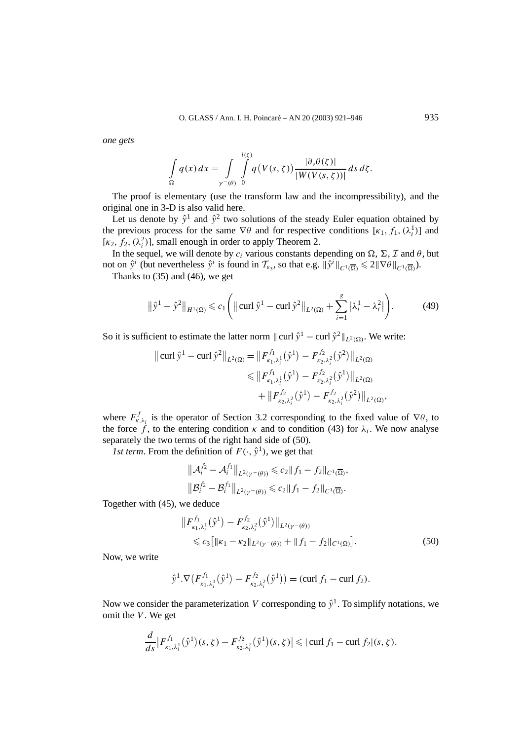*one gets*

$$\int_{\Omega} q(x)\,dx = \int_{\gamma^-(\theta)} \int_0^{l(\zeta)} q\big(V(s,\zeta)\big)\frac{|\partial_\nu \theta(\zeta)|}{|W(V(s,\zeta))|}\,ds\,d\zeta.$$

The proof is elementary (use the transform law and the incompressibility), and the original one in 3-D is also valid here.

Let us denote by $\hat{y}^1$ and $\hat{y}^2$ two solutions of the steady Euler equation obtained by the previous process for the same $\nabla\theta$ and for respective conditions $[\kappa_1, f_1, (\lambda_i^1)]$ and $[\kappa_2, f_2, (\lambda_i^2)]$, small enough in order to apply Theorem 2.

In the sequel, we will denote by $c_i$ various constants depending on $\Omega$, $\Sigma$, $\mathcal{I}$ and $\theta$, but not on $\hat{y}^i$ (but nevertheless $\hat{y}^i$ is found in $\mathcal{T}_{\varepsilon_3}$, so that e.g. $\|\hat{y}^i\|_{C^1(\overline{\Omega})} \leqslant 2\|\nabla\theta\|_{C^1(\overline{\Omega})}$).

Thanks to (35) and (46), we get

$$\|\hat{y}^1 - \hat{y}^2\|_{H^1(\Omega)} \leqslant c_1\left(\|\operatorname{curl}\hat{y}^1 - \operatorname{curl}\hat{y}^2\|_{L^2(\Omega)} + \sum_{i=1}^{g}|\lambda_i^1 - \lambda_i^2|\right). \tag{49}$$

So it is sufficient to estimate the latter norm $\|\operatorname{curl}\hat{y}^1 - \operatorname{curl}\hat{y}^2\|_{L^2(\Omega)}$. We write:

$$\begin{aligned}\|\operatorname{curl}\hat{y}^1 - \operatorname{curl}\hat{y}^2\|_{L^2(\Omega)} &= \big\|F^{f_1}_{\kappa_1,\lambda_i^1}(\hat{y}^1) - F^{f_2}_{\kappa_2,\lambda_i^2}(\hat{y}^2)\big\|_{L^2(\Omega)}\\ &\leqslant \big\|F^{f_1}_{\kappa_1,\lambda_i^1}(\hat{y}^1) - F^{f_2}_{\kappa_2,\lambda_i^2}(\hat{y}^1)\big\|_{L^2(\Omega)}\\ &\quad + \big\|F^{f_2}_{\kappa_2,\lambda_i^2}(\hat{y}^1) - F^{f_2}_{\kappa_2,\lambda_i^2}(\hat{y}^2)\big\|_{L^2(\Omega)},\end{aligned}$$

where $F^f_{\kappa,\lambda_i}$ is the operator of Section 3.2 corresponding to the fixed value of $\nabla\theta$, to the force $f$, to the entering condition $\kappa$ and to condition (43) for $\lambda_i$. We now analyse separately the two terms of the right hand side of (50).

*1st term*. From the definition of $F(\cdot,\hat{y}^1)$, we get that

$$\big\|\mathcal{A}_i^{f_2} - \mathcal{A}_i^{f_1}\big\|_{L^2(\gamma^-(\theta))} \leqslant c_2\|f_1 - f_2\|_{C^1(\overline{\Omega})},$$
$$\big\|\mathcal{B}_i^{f_2} - \mathcal{B}_i^{f_1}\big\|_{L^2(\gamma^-(\theta))} \leqslant c_2\|f_1 - f_2\|_{C^1(\overline{\Omega})}.$$

Together with (45), we deduce

$$\begin{aligned}&\big\|F^{f_1}_{\kappa_1,\lambda_i^1}(\hat{y}^1) - F^{f_2}_{\kappa_2,\lambda_i^2}(\hat{y}^1)\big\|_{L^2(\gamma^-(\theta))}\\ &\quad\leqslant c_3\big[\|\kappa_1 - \kappa_2\|_{L^2(\gamma^-(\theta))} + \|f_1 - f_2\|_{C^1(\Omega)}\big].\end{aligned} \tag{50}$$

Now, we write

$$\hat{y}^1.\nabla\big(F^{f_1}_{\kappa_1,\lambda_i^1}(\hat{y}^1) - F^{f_2}_{\kappa_2,\lambda_i^2}(\hat{y}^1)\big) = (\operatorname{curl} f_1 - \operatorname{curl} f_2).$$

Now we consider the parameterization $V$ corresponding to $\hat{y}^1$. To simplify notations, we omit the $V$. We get

$$\frac{d}{ds}\big|F^{f_1}_{\kappa_1,\lambda_i^1}(\hat{y}^1)(s,\zeta) - F^{f_2}_{\kappa_2,\lambda_i^2}(\hat{y}^1)(s,\zeta)\big| \leqslant |\operatorname{curl} f_1 - \operatorname{curl} f_2|(s,\zeta).$$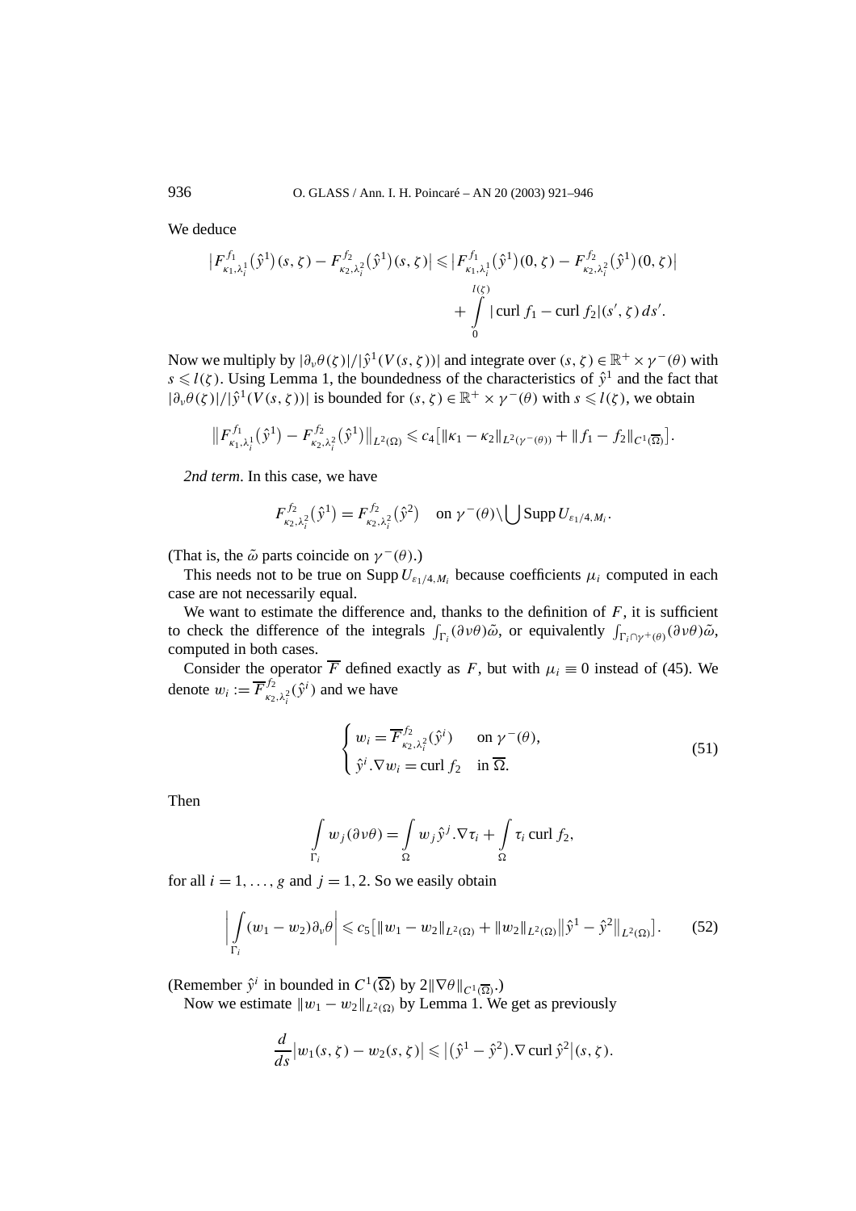We deduce

$$\left|F^{f_1}_{\kappa_1,\lambda_i^1}(\hat{y}^1)(s,\zeta) - F^{f_2}_{\kappa_2,\lambda_i^2}(\hat{y}^1)(s,\zeta)\right| \leqslant \left|F^{f_1}_{\kappa_1,\lambda_i^1}(\hat{y}^1)(0,\zeta) - F^{f_2}_{\kappa_2,\lambda_i^2}(\hat{y}^1)(0,\zeta)\right| + \int_0^{l(\zeta)} |\operatorname{curl} f_1 - \operatorname{curl} f_2|(s',\zeta)\,ds'.$$

Now we multiply by $|\partial_\nu\theta(\zeta)|/|\hat{y}^1(V(s,\zeta))|$ and integrate over $(s,\zeta)\in\mathbb{R}^+\times\gamma^-(\theta)$ with $s\leqslant l(\zeta)$. Using Lemma 1, the boundedness of the characteristics of $\hat{y}^1$ and the fact that $|\partial_\nu\theta(\zeta)|/|\hat{y}^1(V(s,\zeta))|$ is bounded for $(s,\zeta)\in\mathbb{R}^+\times\gamma^-(\theta)$ with $s\leqslant l(\zeta)$, we obtain

$$\left\|F^{f_1}_{\kappa_1,\lambda_i^1}(\hat{y}^1) - F^{f_2}_{\kappa_2,\lambda_i^2}(\hat{y}^1)\right\|_{L^2(\Omega)} \leqslant c_4\left[\|\kappa_1-\kappa_2\|_{L^2(\gamma^-(\theta))} + \|f_1-f_2\|_{C^1(\overline{\Omega})}\right].$$

*2nd term*. In this case, we have

$$F^{f_2}_{\kappa_2,\lambda_i^2}(\hat{y}^1) = F^{f_2}_{\kappa_2,\lambda_i^2}(\hat{y}^2) \quad \text{on } \gamma^-(\theta)\setminus\bigcup \operatorname{Supp} U_{\varepsilon_1/4,M_i}.$$

(That is, the $\tilde{\omega}$ parts coincide on $\gamma^-(\theta)$.)

This needs not to be true on $\operatorname{Supp} U_{\varepsilon_1/4,M_i}$ because coefficients $\mu_i$ computed in each case are not necessarily equal.

We want to estimate the difference and, thanks to the definition of $F$, it is sufficient to check the difference of the integrals $\int_{\Gamma_i}(\partial\nu\theta)\tilde{\omega}$, or equivalently $\int_{\Gamma_i\cap\gamma^+(\theta)}(\partial\nu\theta)\tilde{\omega}$, computed in both cases.

Consider the operator $\overline{F}$ defined exactly as $F$, but with $\mu_i\equiv 0$ instead of (45). We denote $w_i := \overline{F}^{f_2}_{\kappa_2,\lambda_i^2}(\hat{y}^i)$ and we have

$$\begin{cases} w_i = \overline{F}^{f_2}_{\kappa_2,\lambda_i^2}(\hat{y}^i) & \text{on } \gamma^-(\theta),\\ \hat{y}^i.\nabla w_i = \operatorname{curl} f_2 & \text{in } \overline{\Omega}. \end{cases} \tag{51}$$

Then

$$\int_{\Gamma_i} w_j(\partial\nu\theta) = \int_\Omega w_j\hat{y}^j.\nabla\tau_i + \int_\Omega \tau_i \operatorname{curl} f_2,$$

for all $i=1,\dots,g$ and $j=1,2$. So we easily obtain

$$\left|\int_{\Gamma_i}(w_1-w_2)\partial_\nu\theta\right| \leqslant c_5\left[\|w_1-w_2\|_{L^2(\Omega)} + \|w_2\|_{L^2(\Omega)}\left\|\hat{y}^1-\hat{y}^2\right\|_{L^2(\Omega)}\right]. \tag{52}$$

(Remember $\hat{y}^i$ in bounded in $C^1(\overline{\Omega})$ by $2\|\nabla\theta\|_{C^1(\overline{\Omega})}$.)

Now we estimate $\|w_1-w_2\|_{L^2(\Omega)}$ by Lemma 1. We get as previously

$$\frac{d}{ds}\left|w_1(s,\zeta)-w_2(s,\zeta)\right| \leqslant \left|(\hat{y}^1-\hat{y}^2).\nabla\operatorname{curl}\hat{y}^2\right|(s,\zeta).$$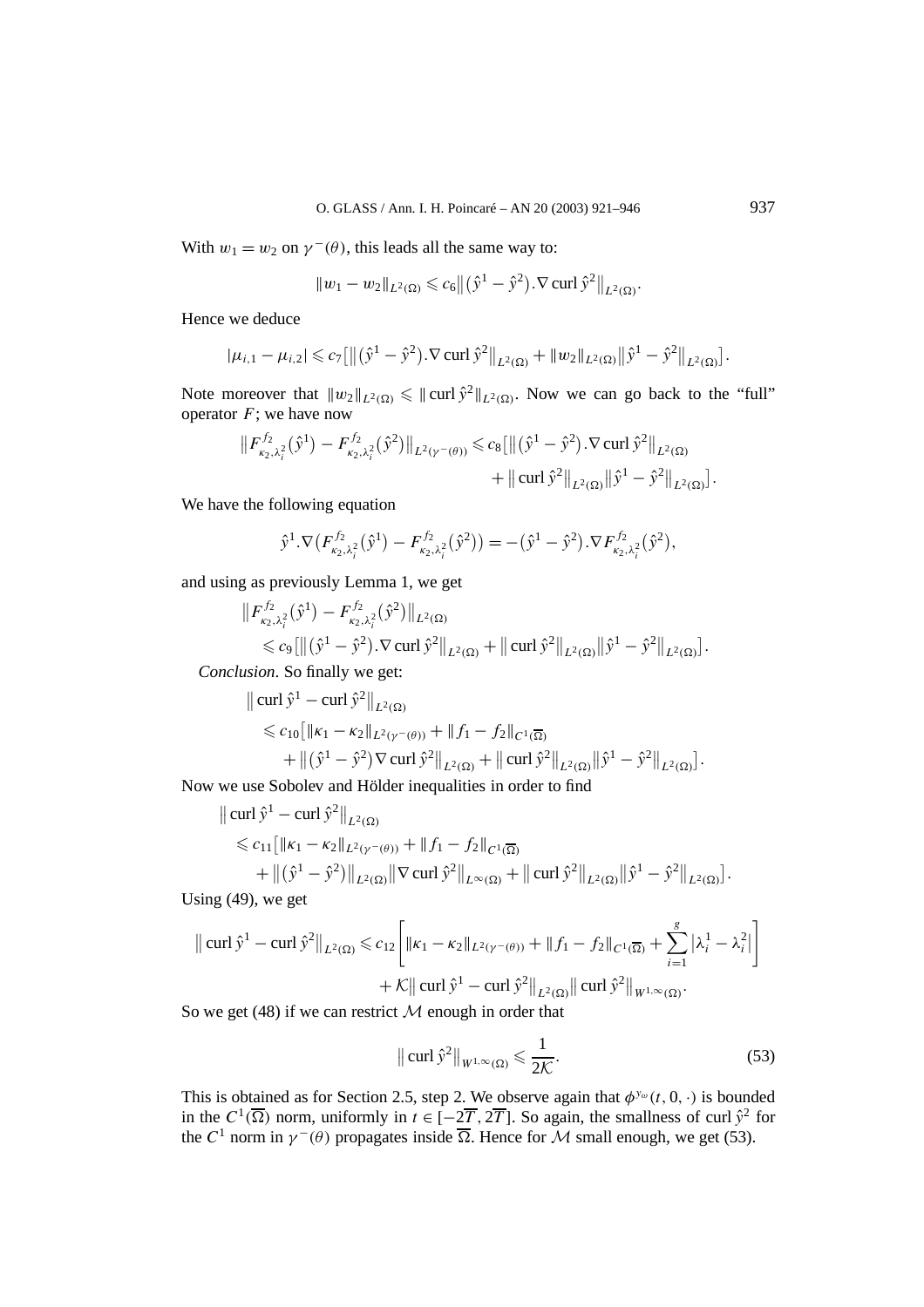With $w_1 = w_2$ on $\gamma^-(\theta)$, this leads all the same way to:

$$\|w_1 - w_2\|_{L^2(\Omega)} \leqslant c_6 \big\| (\hat{y}^1 - \hat{y}^2).\nabla \operatorname{curl} \hat{y}^2 \big\|_{L^2(\Omega)}.$$

Hence we deduce

$$|\mu_{i,1} - \mu_{i,2}| \leqslant c_7 \big[ \big\| (\hat{y}^1 - \hat{y}^2).\nabla \operatorname{curl} \hat{y}^2 \big\|_{L^2(\Omega)} + \|w_2\|_{L^2(\Omega)} \big\| \hat{y}^1 - \hat{y}^2 \big\|_{L^2(\Omega)} \big].$$

Note moreover that $\|w_2\|_{L^2(\Omega)} \leqslant \|\operatorname{curl} \hat{y}^2\|_{L^2(\Omega)}$. Now we can go back to the "full" operator $F$; we have now

$$\big\| F^{f_2}_{\kappa_2,\lambda_i^2}(\hat{y}^1) - F^{f_2}_{\kappa_2,\lambda_i^2}(\hat{y}^2) \big\|_{L^2(\gamma^-(\theta))} \leqslant c_8 \big[ \big\| (\hat{y}^1 - \hat{y}^2).\nabla \operatorname{curl} \hat{y}^2 \big\|_{L^2(\Omega)} + \big\| \operatorname{curl} \hat{y}^2 \big\|_{L^2(\Omega)} \big\| \hat{y}^1 - \hat{y}^2 \big\|_{L^2(\Omega)} \big].$$

We have the following equation

$$\hat{y}^1.\nabla \big( F^{f_2}_{\kappa_2,\lambda_i^2}(\hat{y}^1) - F^{f_2}_{\kappa_2,\lambda_i^2}(\hat{y}^2) \big) = -(\hat{y}^1 - \hat{y}^2).\nabla F^{f_2}_{\kappa_2,\lambda_i^2}(\hat{y}^2),$$

and using as previously Lemma 1, we get

$$\begin{aligned}
&\big\| F^{f_2}_{\kappa_2,\lambda_i^2}(\hat{y}^1) - F^{f_2}_{\kappa_2,\lambda_i^2}(\hat{y}^2) \big\|_{L^2(\Omega)} \\
&\quad \leqslant c_9 \big[ \big\| (\hat{y}^1 - \hat{y}^2).\nabla \operatorname{curl} \hat{y}^2 \big\|_{L^2(\Omega)} + \big\| \operatorname{curl} \hat{y}^2 \big\|_{L^2(\Omega)} \big\| \hat{y}^1 - \hat{y}^2 \big\|_{L^2(\Omega)} \big].
\end{aligned}$$

*Conclusion*. So finally we get:

$$\begin{aligned}
&\big\| \operatorname{curl} \hat{y}^1 - \operatorname{curl} \hat{y}^2 \big\|_{L^2(\Omega)} \\
&\quad \leqslant c_{10} \big[ \|\kappa_1 - \kappa_2\|_{L^2(\gamma^-(\theta))} + \|f_1 - f_2\|_{C^1(\overline{\Omega})} \\
&\qquad + \big\| (\hat{y}^1 - \hat{y}^2) \nabla \operatorname{curl} \hat{y}^2 \big\|_{L^2(\Omega)} + \big\| \operatorname{curl} \hat{y}^2 \big\|_{L^2(\Omega)} \big\| \hat{y}^1 - \hat{y}^2 \big\|_{L^2(\Omega)} \big].
\end{aligned}$$

Now we use Sobolev and Hölder inequalities in order to find

$$\begin{aligned}
&\big\| \operatorname{curl} \hat{y}^1 - \operatorname{curl} \hat{y}^2 \big\|_{L^2(\Omega)} \\
&\quad \leqslant c_{11} \big[ \|\kappa_1 - \kappa_2\|_{L^2(\gamma^-(\theta))} + \|f_1 - f_2\|_{C^1(\overline{\Omega})} \\
&\qquad + \big\| (\hat{y}^1 - \hat{y}^2) \big\|_{L^2(\Omega)} \big\| \nabla \operatorname{curl} \hat{y}^2 \big\|_{L^\infty(\Omega)} + \big\| \operatorname{curl} \hat{y}^2 \big\|_{L^2(\Omega)} \big\| \hat{y}^1 - \hat{y}^2 \big\|_{L^2(\Omega)} \big].
\end{aligned}$$

Using (49), we get

$$\begin{aligned}
\big\| \operatorname{curl} \hat{y}^1 - \operatorname{curl} \hat{y}^2 \big\|_{L^2(\Omega)} &\leqslant c_{12} \left[ \|\kappa_1 - \kappa_2\|_{L^2(\gamma^-(\theta))} + \|f_1 - f_2\|_{C^1(\overline{\Omega})} + \sum_{i=1}^{g} \big|\lambda_i^1 - \lambda_i^2\big| \right] \\
&\quad + \mathcal{K} \big\| \operatorname{curl} \hat{y}^1 - \operatorname{curl} \hat{y}^2 \big\|_{L^2(\Omega)} \big\| \operatorname{curl} \hat{y}^2 \big\|_{W^{1,\infty}(\Omega)}.
\end{aligned}$$

So we get (48) if we can restrict $\mathcal{M}$ enough in order that

$$\big\| \operatorname{curl} \hat{y}^2 \big\|_{W^{1,\infty}(\Omega)} \leqslant \frac{1}{2\mathcal{K}}. \tag{53}$$

This is obtained as for Section 2.5, step 2. We observe again that $\phi^{y_\omega}(t, 0, \cdot)$ is bounded in the $C^1(\overline{\Omega})$ norm, uniformly in $t \in [-2\overline{T}, 2\overline{T}]$. So again, the smallness of $\operatorname{curl} \hat{y}^2$ for the $C^1$ norm in $\gamma^-(\theta)$ propagates inside $\overline{\Omega}$. Hence for $\mathcal{M}$ small enough, we get (53).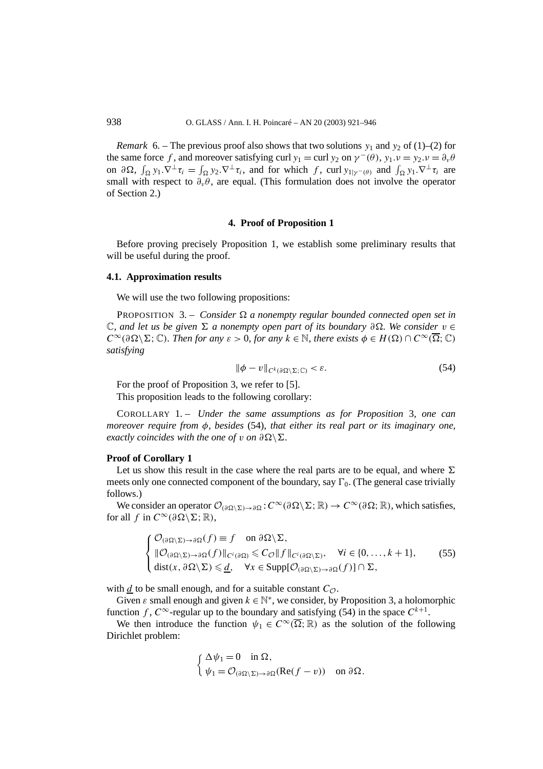*Remark* 6. – The previous proof also shows that two solutions $y_1$ and $y_2$ of (1)–(2) for the same force $f$, and moreover satisfying $\operatorname{curl} y_1 = \operatorname{curl} y_2$ on $\gamma^-(\theta)$, $y_1.\nu = y_2.\nu = \partial_\nu\theta$ on $\partial\Omega$, $\int_\Omega y_1.\nabla^\perp\tau_i = \int_\Omega y_2.\nabla^\perp\tau_i$, and for which $f$, $\operatorname{curl} y_{1|\gamma^-(\theta)}$ and $\int_\Omega y_1.\nabla^\perp\tau_i$ are small with respect to $\partial_\nu\theta$, are equal. (This formulation does not involve the operator of Section 2.)

## 4. Proof of Proposition 1

Before proving precisely Proposition 1, we establish some preliminary results that will be useful during the proof.

### 4.1. Approximation results

We will use the two following propositions:

PROPOSITION 3. – *Consider $\Omega$ a nonempty regular bounded connected open set in $\mathbb{C}$, and let us be given $\Sigma$ a nonempty open part of its boundary $\partial\Omega$. We consider $v \in C^\infty(\partial\Omega\backslash\Sigma;\mathbb{C})$. Then for any $\varepsilon > 0$, for any $k \in \mathbb{N}$, there exists $\phi \in H(\Omega) \cap C^\infty(\overline{\Omega};\mathbb{C})$ satisfying*

$$\|\phi - v\|_{C^k(\partial\Omega\backslash\Sigma;\mathbb{C})} < \varepsilon. \tag{54}$$

For the proof of Proposition 3, we refer to [5].

This proposition leads to the following corollary:

COROLLARY 1. – *Under the same assumptions as for Proposition 3, one can moreover require from $\phi$, besides (54), that either its real part or its imaginary one, exactly coincides with the one of $v$ on $\partial\Omega\backslash\Sigma$.*

**Proof of Corollary 1**

Let us show this result in the case where the real parts are to be equal, and where $\Sigma$ meets only one connected component of the boundary, say $\Gamma_0$. (The general case trivially follows.)

We consider an operator $\mathcal{O}_{(\partial\Omega\backslash\Sigma)\to\partial\Omega} : C^\infty(\partial\Omega\backslash\Sigma;\mathbb{R}) \to C^\infty(\partial\Omega;\mathbb{R})$, which satisfies, for all $f$ in $C^\infty(\partial\Omega\backslash\Sigma;\mathbb{R})$,

$$\begin{cases} \mathcal{O}_{(\partial\Omega\backslash\Sigma)\to\partial\Omega}(f) \equiv f \quad \text{on } \partial\Omega\backslash\Sigma, \\ \|\mathcal{O}_{(\partial\Omega\backslash\Sigma)\to\partial\Omega}(f)\|_{C^i(\partial\Omega)} \leqslant C_{\mathcal{O}}\|f\|_{C^i(\partial\Omega\backslash\Sigma)}, \quad \forall i \in \{0,\dots,k+1\}, \\ \operatorname{dist}(x,\partial\Omega\backslash\Sigma) \leqslant \underline{d}, \quad \forall x \in \operatorname{Supp}[\mathcal{O}_{(\partial\Omega\backslash\Sigma)\to\partial\Omega}(f)] \cap \Sigma, \end{cases} \tag{55}$$

with $\underline{d}$ to be small enough, and for a suitable constant $C_{\mathcal{O}}$.

Given $\varepsilon$ small enough and given $k \in \mathbb{N}^*$, we consider, by Proposition 3, a holomorphic function $f$, $C^\infty$-regular up to the boundary and satisfying (54) in the space $C^{k+1}$.

We then introduce the function $\psi_1 \in C^\infty(\overline{\Omega};\mathbb{R})$ as the solution of the following Dirichlet problem:

$$\begin{cases} \Delta\psi_1 = 0 \quad \text{in } \Omega, \\ \psi_1 = \mathcal{O}_{(\partial\Omega\backslash\Sigma)\to\partial\Omega}(\operatorname{Re}(f - v)) \quad \text{on } \partial\Omega. \end{cases}$$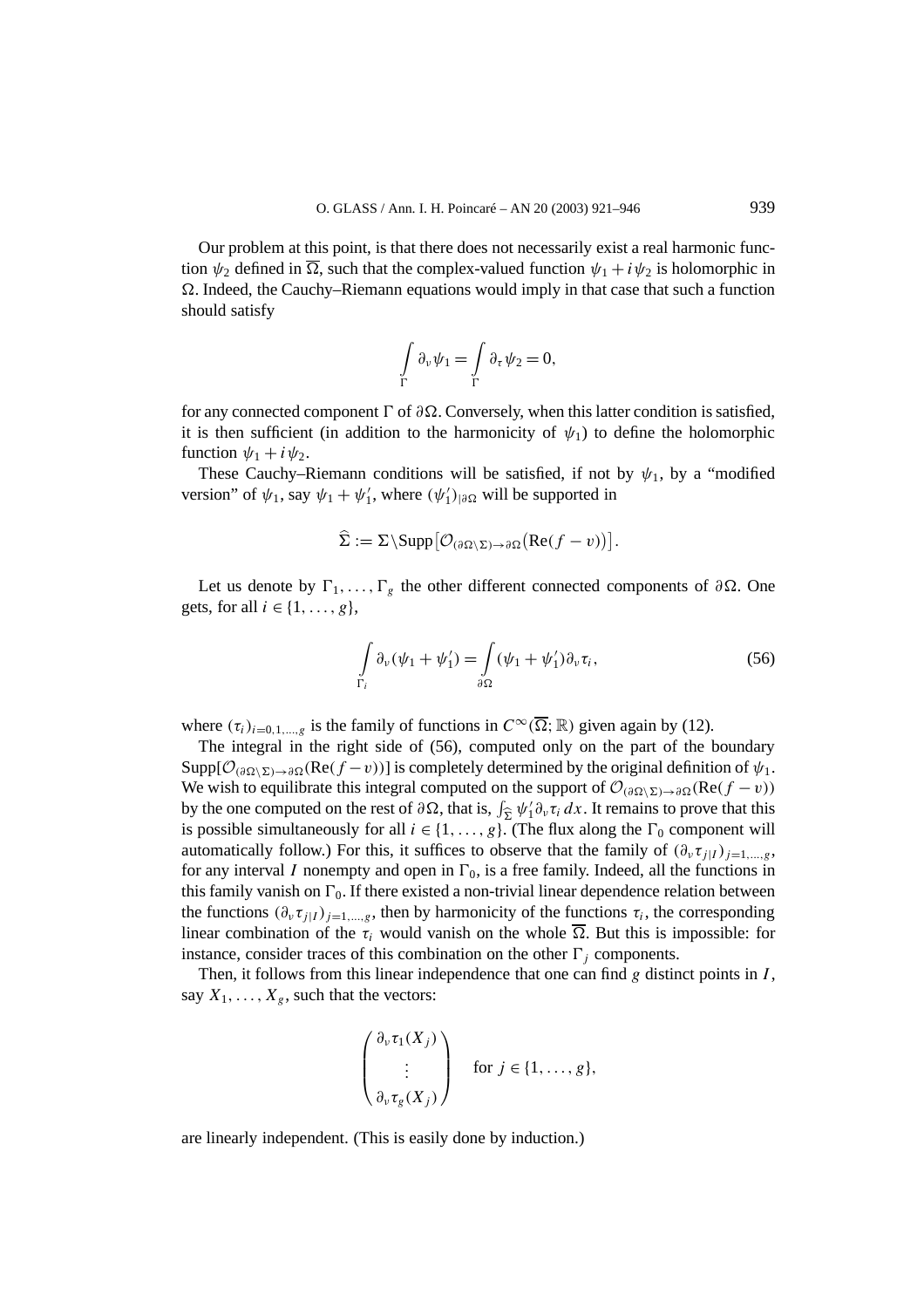Our problem at this point, is that there does not necessarily exist a real harmonic function $\psi_2$ defined in $\overline{\Omega}$, such that the complex-valued function $\psi_1 + i\psi_2$ is holomorphic in $\Omega$. Indeed, the Cauchy–Riemann equations would imply in that case that such a function should satisfy

$$\int_{\Gamma} \partial_\nu \psi_1 = \int_{\Gamma} \partial_\tau \psi_2 = 0,$$

for any connected component $\Gamma$ of $\partial\Omega$. Conversely, when this latter condition is satisfied, it is then sufficient (in addition to the harmonicity of $\psi_1$) to define the holomorphic function $\psi_1 + i\psi_2$.

These Cauchy–Riemann conditions will be satisfied, if not by $\psi_1$, by a "modified version" of $\psi_1$, say $\psi_1 + \psi_1'$, where $(\psi_1')_{|\partial\Omega}$ will be supported in

$$\widehat{\Sigma} := \Sigma \setminus \operatorname{Supp}\big[\mathcal{O}_{(\partial\Omega\setminus\Sigma)\to\partial\Omega}\big(\operatorname{Re}(f-v)\big)\big].$$

Let us denote by $\Gamma_1, \ldots, \Gamma_g$ the other different connected components of $\partial\Omega$. One gets, for all $i \in \{1, \ldots, g\}$,

$$\int_{\Gamma_i} \partial_\nu (\psi_1 + \psi_1') = \int_{\partial\Omega} (\psi_1 + \psi_1') \partial_\nu \tau_i, \tag{56}$$

where $(\tau_i)_{i=0,1,\ldots,g}$ is the family of functions in $C^\infty(\overline{\Omega}; \mathbb{R})$ given again by (12).

The integral in the right side of (56), computed only on the part of the boundary $\operatorname{Supp}[\mathcal{O}_{(\partial\Omega\setminus\Sigma)\to\partial\Omega}(\operatorname{Re}(f-v))]$ is completely determined by the original definition of $\psi_1$. We wish to equilibrate this integral computed on the support of $\mathcal{O}_{(\partial\Omega\setminus\Sigma)\to\partial\Omega}(\operatorname{Re}(f-v))$ by the one computed on the rest of $\partial\Omega$, that is, $\int_{\widehat{\Sigma}} \psi_1' \partial_\nu \tau_i \, dx$. It remains to prove that this is possible simultaneously for all $i \in \{1, \ldots, g\}$. (The flux along the $\Gamma_0$ component will automatically follow.) For this, it suffices to observe that the family of $(\partial_\nu \tau_{j|I})_{j=1,\ldots,g}$, for any interval $I$ nonempty and open in $\Gamma_0$, is a free family. Indeed, all the functions in this family vanish on $\Gamma_0$. If there existed a non-trivial linear dependence relation between the functions $(\partial_\nu \tau_{j|I})_{j=1,\ldots,g}$, then by harmonicity of the functions $\tau_i$, the corresponding linear combination of the $\tau_i$ would vanish on the whole $\overline{\Omega}$. But this is impossible: for instance, consider traces of this combination on the other $\Gamma_j$ components.

Then, it follows from this linear independence that one can find $g$ distinct points in $I$, say $X_1, \ldots, X_g$, such that the vectors:

$$\begin{pmatrix} \partial_\nu \tau_1(X_j) \\ \vdots \\ \partial_\nu \tau_g(X_j) \end{pmatrix} \quad \text{for } j \in \{1, \ldots, g\},$$

are linearly independent. (This is easily done by induction.)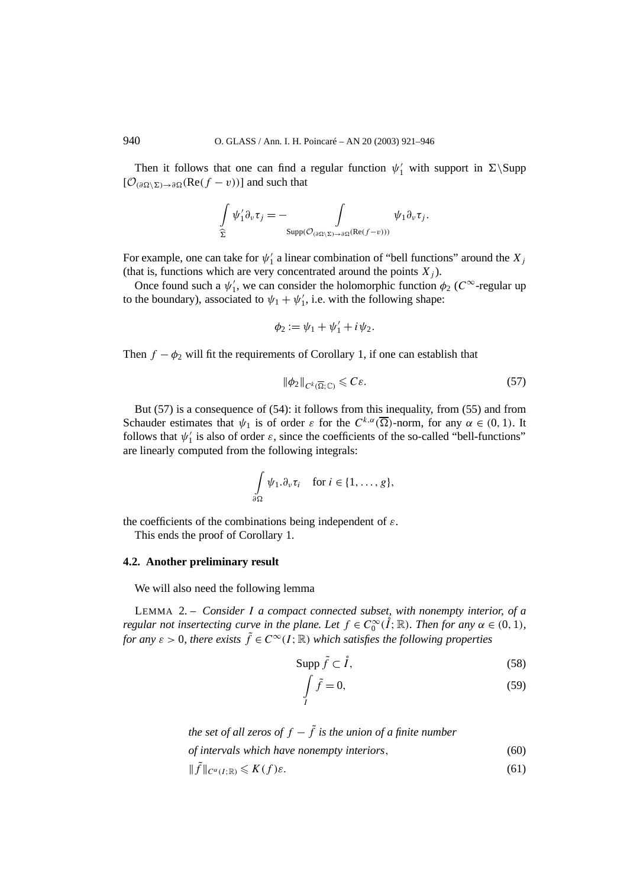Then it follows that one can find a regular function $\psi_1'$ with support in $\Sigma \backslash \text{Supp}\, [\mathcal{O}_{(\partial\Omega\backslash\Sigma)\to\partial\Omega}(\text{Re}(f-v))]$ and such that

$$\int_{\widehat{\Sigma}} \psi_1' \partial_\nu \tau_j = - \int_{\text{Supp}(\mathcal{O}_{(\partial\Omega\backslash\Sigma)\to\partial\Omega}(\text{Re}(f-v)))} \psi_1 \partial_\nu \tau_j.$$

For example, one can take for $\psi_1'$ a linear combination of "bell functions" around the $X_j$ (that is, functions which are very concentrated around the points $X_j$).

Once found such a $\psi_1'$, we can consider the holomorphic function $\phi_2$ ($C^\infty$-regular up to the boundary), associated to $\psi_1 + \psi_1'$, i.e. with the following shape:

$$\phi_2 := \psi_1 + \psi_1' + i\psi_2.$$

Then $f - \phi_2$ will fit the requirements of Corollary 1, if one can establish that

$$\|\phi_2\|_{C^k(\overline{\Omega};\mathbb{C})} \leqslant C\varepsilon. \tag{57}$$

But (57) is a consequence of (54): it follows from this inequality, from (55) and from Schauder estimates that $\psi_1$ is of order $\varepsilon$ for the $C^{k,\alpha}(\overline{\Omega})$-norm, for any $\alpha \in (0,1)$. It follows that $\psi_1'$ is also of order $\varepsilon$, since the coefficients of the so-called "bell-functions" are linearly computed from the following integrals:

$$\int_{\partial\Omega} \psi_1 . \partial_\nu \tau_i \quad \text{for } i \in \{1, \ldots, g\},$$

the coefficients of the combinations being independent of $\varepsilon$.

This ends the proof of Corollary 1.

## 4.2. Another preliminary result

We will also need the following lemma

LEMMA 2. – *Consider $I$ a compact connected subset, with nonempty interior, of a regular not insertecting curve in the plane. Let $f \in C_0^\infty(\mathring{I};\mathbb{R})$. Then for any $\alpha \in (0,1)$, for any $\varepsilon > 0$, there exists $\tilde{f} \in C^\infty(I;\mathbb{R})$ which satisfies the following properties*

$$\text{Supp}\, \tilde{f} \subset \mathring{I}, \tag{58}$$

$$\int_I \tilde{f} = 0, \tag{59}$$

*the set of all zeros of $f - \tilde{f}$ is the union of a finite number of intervals which have nonempty interiors*, (60)

$$\|\tilde{f}\|_{C^\alpha(I;\mathbb{R})} \leqslant K(f)\varepsilon. \tag{61}$$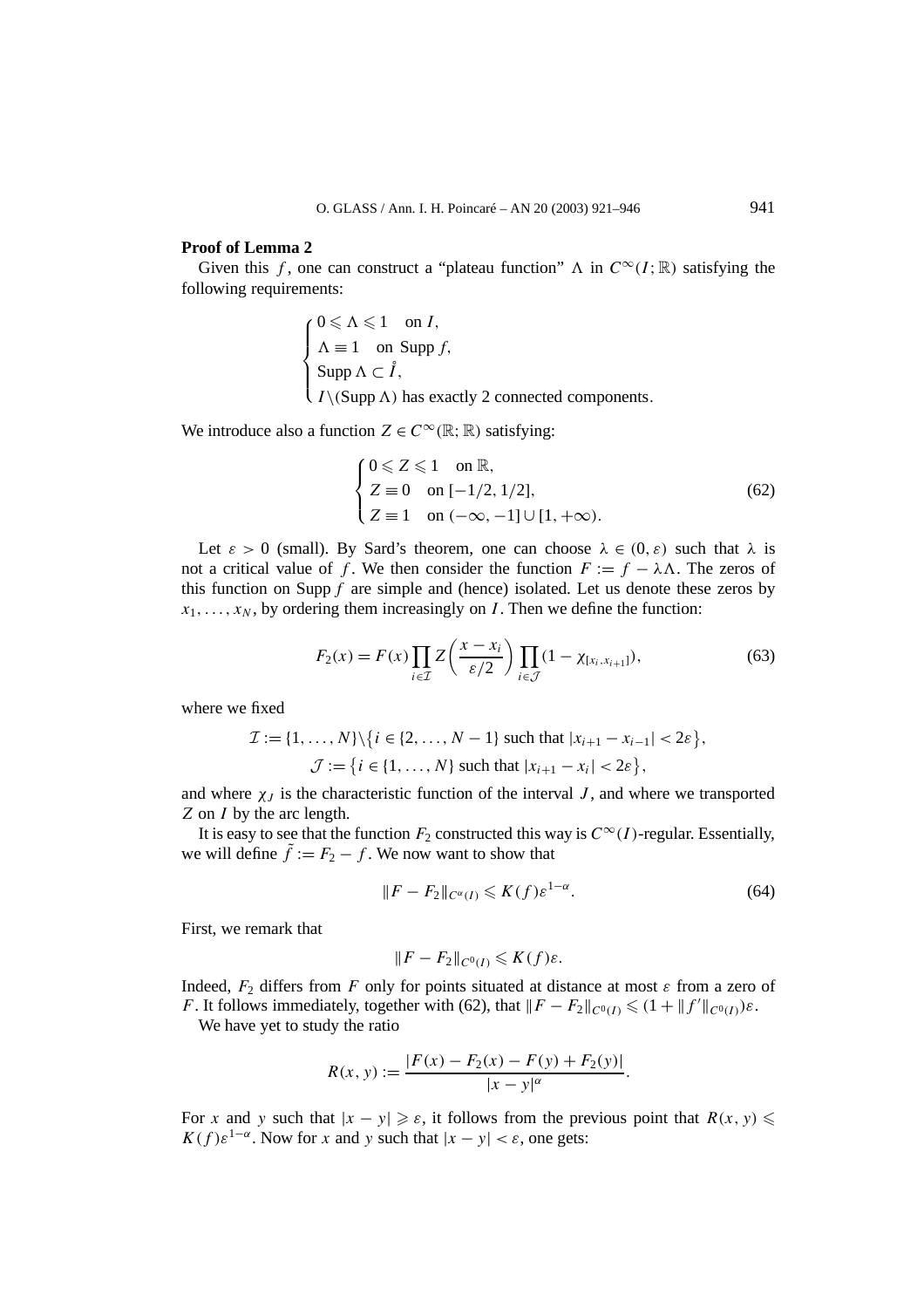**Proof of Lemma 2**

Given this $f$, one can construct a "plateau function" $\Lambda$ in $C^\infty(I;\mathbb{R})$ satisfying the following requirements:

$$
\begin{cases}
0 \leqslant \Lambda \leqslant 1 \quad \text{on } I,\\
\Lambda \equiv 1 \quad \text{on } \operatorname{Supp} f,\\
\operatorname{Supp} \Lambda \subset \mathring{I},\\
I \setminus (\operatorname{Supp} \Lambda) \text{ has exactly 2 connected components.}
\end{cases}
$$

We introduce also a function $Z \in C^\infty(\mathbb{R};\mathbb{R})$ satisfying:

$$
\begin{cases}
0 \leqslant Z \leqslant 1 \quad \text{on } \mathbb{R},\\
Z \equiv 0 \quad \text{on } [-1/2, 1/2],\\
Z \equiv 1 \quad \text{on } (-\infty, -1] \cup [1, +\infty).
\end{cases}
\tag{62}
$$

Let $\varepsilon > 0$ (small). By Sard's theorem, one can choose $\lambda \in (0, \varepsilon)$ such that $\lambda$ is not a critical value of $f$. We then consider the function $F := f - \lambda\Lambda$. The zeros of this function on $\operatorname{Supp} f$ are simple and (hence) isolated. Let us denote these zeros by $x_1, \dots, x_N$, by ordering them increasingly on $I$. Then we define the function:

$$
F_2(x) = F(x) \prod_{i \in \mathcal{I}} Z\left(\frac{x - x_i}{\varepsilon/2}\right) \prod_{i \in \mathcal{J}} (1 - \chi_{[x_i, x_{i+1}]}),
\tag{63}
$$

where we fixed

$$
\mathcal{I} := \{1, \dots, N\} \setminus \{i \in \{2, \dots, N-1\} \text{ such that } |x_{i+1} - x_{i-1}| < 2\varepsilon\},
$$
$$
\mathcal{J} := \{i \in \{1, \dots, N\} \text{ such that } |x_{i+1} - x_i| < 2\varepsilon\},
$$

and where $\chi_J$ is the characteristic function of the interval $J$, and where we transported $Z$ on $I$ by the arc length.

It is easy to see that the function $F_2$ constructed this way is $C^\infty(I)$-regular. Essentially, we will define $\tilde{f} := F_2 - f$. We now want to show that

$$
\|F - F_2\|_{C^\alpha(I)} \leqslant K(f)\varepsilon^{1-\alpha}.
\tag{64}
$$

First, we remark that

$$
\|F - F_2\|_{C^0(I)} \leqslant K(f)\varepsilon.
$$

Indeed, $F_2$ differs from $F$ only for points situated at distance at most $\varepsilon$ from a zero of $F$. It follows immediately, together with (62), that $\|F - F_2\|_{C^0(I)} \leqslant (1 + \|f'\|_{C^0(I)})\varepsilon$.

We have yet to study the ratio

$$
R(x, y) := \frac{|F(x) - F_2(x) - F(y) + F_2(y)|}{|x - y|^\alpha}.
$$

For $x$ and $y$ such that $|x - y| \geqslant \varepsilon$, it follows from the previous point that $R(x, y) \leqslant K(f)\varepsilon^{1-\alpha}$. Now for $x$ and $y$ such that $|x - y| < \varepsilon$, one gets: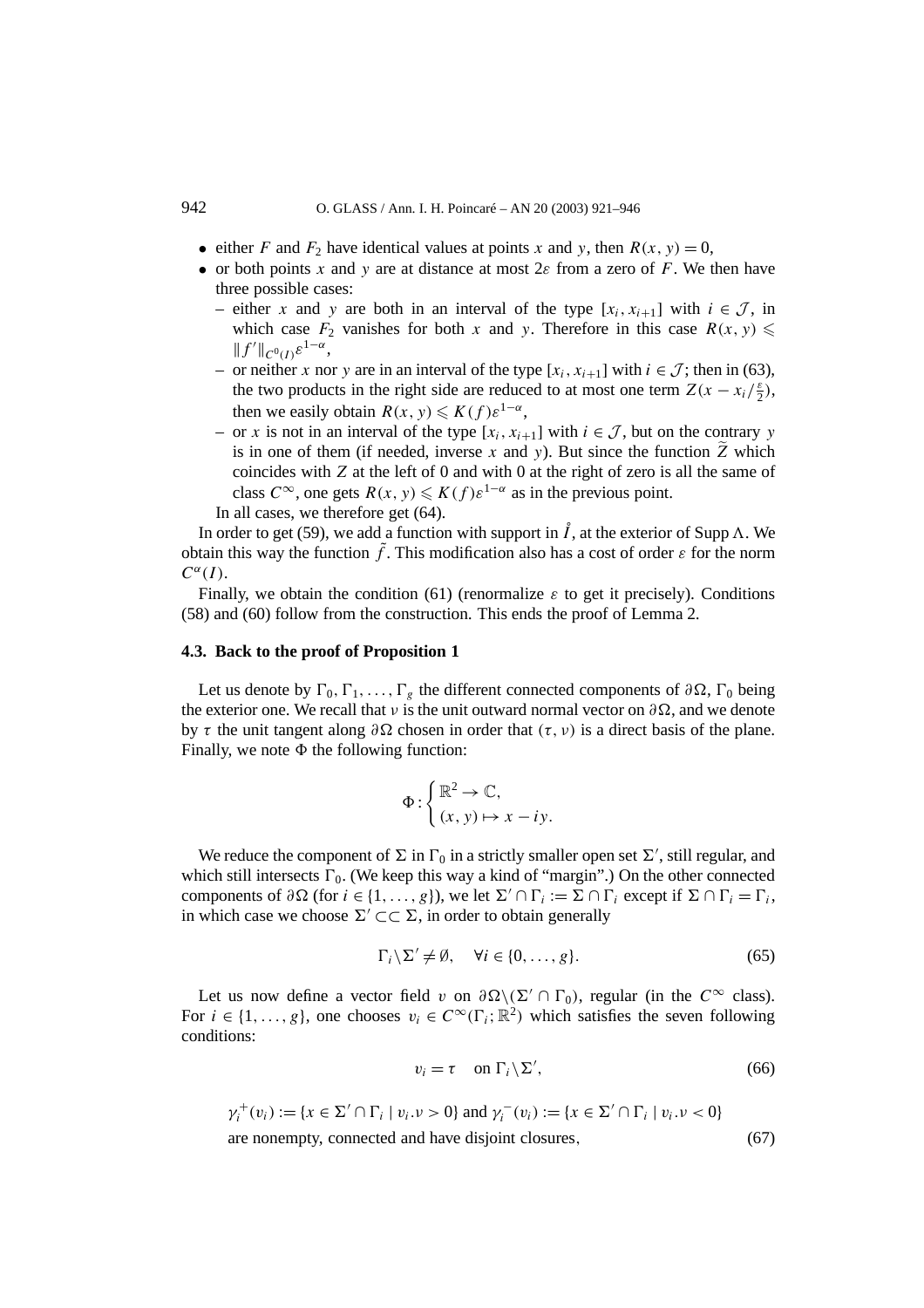- either $F$ and $F_2$ have identical values at points $x$ and $y$, then $R(x,y)=0$,
- or both points $x$ and $y$ are at distance at most $2\varepsilon$ from a zero of $F$. We then have three possible cases:
  - either $x$ and $y$ are both in an interval of the type $[x_i, x_{i+1}]$ with $i \in \mathcal{J}$, in which case $F_2$ vanishes for both $x$ and $y$. Therefore in this case $R(x,y) \leqslant \|f'\|_{C^0(I)}\varepsilon^{1-\alpha}$,
  - or neither $x$ nor $y$ are in an interval of the type $[x_i, x_{i+1}]$ with $i \in \mathcal{J}$; then in (63), the two products in the right side are reduced to at most one term $Z(x - x_i/\frac{\varepsilon}{2})$, then we easily obtain $R(x,y) \leqslant K(f)\varepsilon^{1-\alpha}$,
  - or $x$ is not in an interval of the type $[x_i, x_{i+1}]$ with $i \in \mathcal{J}$, but on the contrary $y$ is in one of them (if needed, inverse $x$ and $y$). But since the function $\widetilde{Z}$ which coincides with $Z$ at the left of 0 and with 0 at the right of zero is all the same of class $C^\infty$, one gets $R(x,y) \leqslant K(f)\varepsilon^{1-\alpha}$ as in the previous point.

  In all cases, we therefore get (64).

In order to get (59), we add a function with support in $\mathring{I}$, at the exterior of Supp $\Lambda$. We obtain this way the function $\tilde{f}$. This modification also has a cost of order $\varepsilon$ for the norm $C^\alpha(I)$.

Finally, we obtain the condition (61) (renormalize $\varepsilon$ to get it precisely). Conditions (58) and (60) follow from the construction. This ends the proof of Lemma 2.

### 4.3. Back to the proof of Proposition 1

Let us denote by $\Gamma_0, \Gamma_1, \ldots, \Gamma_g$ the different connected components of $\partial\Omega$, $\Gamma_0$ being the exterior one. We recall that $\nu$ is the unit outward normal vector on $\partial\Omega$, and we denote by $\tau$ the unit tangent along $\partial\Omega$ chosen in order that $(\tau, \nu)$ is a direct basis of the plane. Finally, we note $\Phi$ the following function:

$$\Phi : \begin{cases} \mathbb{R}^2 \to \mathbb{C}, \\ (x,y) \mapsto x - iy. \end{cases}$$

We reduce the component of $\Sigma$ in $\Gamma_0$ in a strictly smaller open set $\Sigma'$, still regular, and which still intersects $\Gamma_0$. (We keep this way a kind of "margin".) On the other connected components of $\partial\Omega$ (for $i \in \{1,\ldots,g\}$), we let $\Sigma' \cap \Gamma_i := \Sigma \cap \Gamma_i$ except if $\Sigma \cap \Gamma_i = \Gamma_i$, in which case we choose $\Sigma' \subset\subset \Sigma$, in order to obtain generally

$$\Gamma_i \setminus \Sigma' \neq \emptyset, \quad \forall i \in \{0,\ldots,g\}. \tag{65}$$

Let us now define a vector field $v$ on $\partial\Omega \setminus (\Sigma' \cap \Gamma_0)$, regular (in the $C^\infty$ class). For $i \in \{1,\ldots,g\}$, one chooses $v_i \in C^\infty(\Gamma_i;\mathbb{R}^2)$ which satisfies the seven following conditions:

$$v_i = \tau \quad \text{on } \Gamma_i \setminus \Sigma', \tag{66}$$

$$\gamma_i^+(v_i) := \{x \in \Sigma' \cap \Gamma_i \mid v_i.\nu > 0\} \text{ and } \gamma_i^-(v_i) := \{x \in \Sigma' \cap \Gamma_i \mid v_i.\nu < 0\}$$
$$\text{are nonempty, connected and have disjoint closures,} \tag{67}$$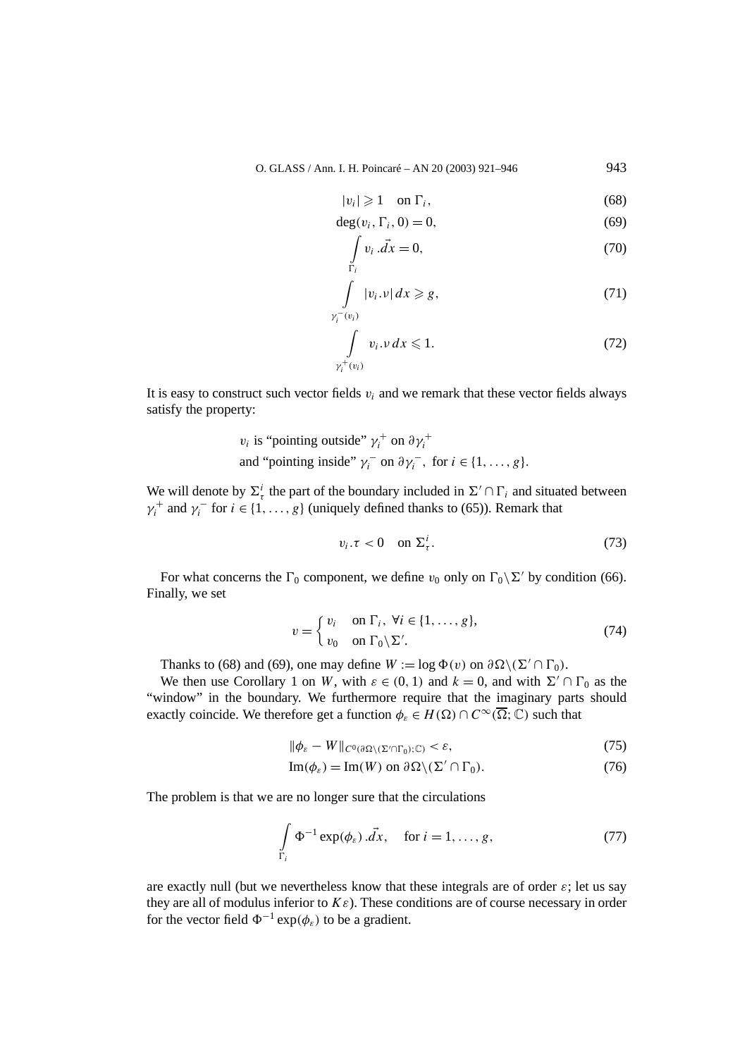$$|v_i| \geqslant 1 \quad \text{on } \Gamma_i, \tag{68}$$

$$\deg(v_i, \Gamma_i, 0) = 0, \tag{69}$$

$$\int_{\Gamma_i} v_i \, .\vec{dx} = 0, \tag{70}$$

$$\int_{\gamma_i^-(v_i)} |v_i . \nu| \, dx \geqslant g, \tag{71}$$

$$\int_{\gamma_i^+(v_i)} v_i . \nu \, dx \leqslant 1. \tag{72}$$

It is easy to construct such vector fields $v_i$ and we remark that these vector fields always satisfy the property:

$$\begin{aligned}&v_i \text{ is "pointing outside" } \gamma_i^+ \text{ on } \partial\gamma_i^+\\ &\text{and "pointing inside" } \gamma_i^- \text{ on } \partial\gamma_i^-, \text{ for } i \in \{1, \ldots, g\}.\end{aligned}$$

We will denote by $\Sigma_\tau^i$ the part of the boundary included in $\Sigma' \cap \Gamma_i$ and situated between $\gamma_i^+$ and $\gamma_i^-$ for $i \in \{1, \ldots, g\}$ (uniquely defined thanks to (65)). Remark that

$$v_i . \tau < 0 \quad \text{on } \Sigma_\tau^i. \tag{73}$$

For what concerns the $\Gamma_0$ component, we define $v_0$ only on $\Gamma_0 \backslash \Sigma'$ by condition (66). Finally, we set

$$v = \begin{cases} v_i & \text{on } \Gamma_i, \ \forall i \in \{1, \ldots, g\}, \\ v_0 & \text{on } \Gamma_0 \backslash \Sigma'. \end{cases} \tag{74}$$

Thanks to (68) and (69), one may define $W := \log \Phi(v)$ on $\partial\Omega \backslash (\Sigma' \cap \Gamma_0)$.

We then use Corollary 1 on $W$, with $\varepsilon \in (0, 1)$ and $k = 0$, and with $\Sigma' \cap \Gamma_0$ as the "window" in the boundary. We furthermore require that the imaginary parts should exactly coincide. We therefore get a function $\phi_\varepsilon \in H(\Omega) \cap C^\infty(\overline{\Omega}; \mathbb{C})$ such that

$$\|\phi_\varepsilon - W\|_{C^0(\partial\Omega \backslash (\Sigma' \cap \Gamma_0); \mathbb{C})} < \varepsilon, \tag{75}$$

$$\operatorname{Im}(\phi_\varepsilon) = \operatorname{Im}(W) \text{ on } \partial\Omega \backslash (\Sigma' \cap \Gamma_0). \tag{76}$$

The problem is that we are no longer sure that the circulations

$$\int_{\Gamma_i} \Phi^{-1} \exp(\phi_\varepsilon) \, .\vec{dx}, \quad \text{for } i = 1, \ldots, g, \tag{77}$$

are exactly null (but we nevertheless know that these integrals are of order $\varepsilon$; let us say they are all of modulus inferior to $K\varepsilon$). These conditions are of course necessary in order for the vector field $\Phi^{-1} \exp(\phi_\varepsilon)$ to be a gradient.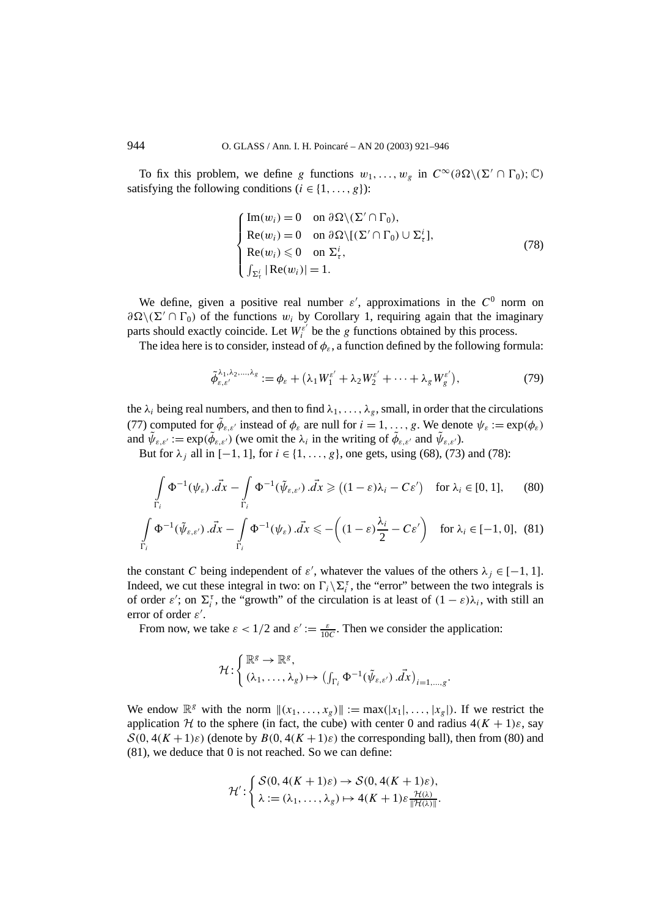To fix this problem, we define $g$ functions $w_1, \dots, w_g$ in $C^\infty(\partial\Omega\backslash(\Sigma' \cap \Gamma_0); \mathbb{C})$ satisfying the following conditions ($i \in \{1, \dots, g\}$):

$$
\begin{cases}
\operatorname{Im}(w_i) = 0 & \text{on } \partial\Omega\backslash(\Sigma' \cap \Gamma_0), \\
\operatorname{Re}(w_i) = 0 & \text{on } \partial\Omega\backslash[(\Sigma' \cap \Gamma_0) \cup \Sigma_\tau^i], \\
\operatorname{Re}(w_i) \leqslant 0 & \text{on } \Sigma_\tau^i, \\
\int_{\Sigma_\tau^i} |\operatorname{Re}(w_i)| = 1.
\end{cases}
\tag{78}
$$

We define, given a positive real number $\varepsilon'$, approximations in the $C^0$ norm on $\partial\Omega\backslash(\Sigma' \cap \Gamma_0)$ of the functions $w_i$ by Corollary 1, requiring again that the imaginary parts should exactly coincide. Let $W_i^{\varepsilon'}$ be the $g$ functions obtained by this process.

The idea here is to consider, instead of $\phi_\varepsilon$, a function defined by the following formula:

$$
\tilde{\phi}_{\varepsilon,\varepsilon'}^{\lambda_1,\lambda_2,\dots,\lambda_g} := \phi_\varepsilon + \left(\lambda_1 W_1^{\varepsilon'} + \lambda_2 W_2^{\varepsilon'} + \cdots + \lambda_g W_g^{\varepsilon'}\right),
\tag{79}
$$

the $\lambda_i$ being real numbers, and then to find $\lambda_1, \dots, \lambda_g$, small, in order that the circulations (77) computed for $\tilde{\phi}_{\varepsilon,\varepsilon'}$ instead of $\phi_\varepsilon$ are null for $i = 1, \dots, g$. We denote $\psi_\varepsilon := \exp(\phi_\varepsilon)$ and $\tilde{\psi}_{\varepsilon,\varepsilon'} := \exp(\tilde{\phi}_{\varepsilon,\varepsilon'})$ (we omit the $\lambda_i$ in the writing of $\tilde{\phi}_{\varepsilon,\varepsilon'}$ and $\tilde{\psi}_{\varepsilon,\varepsilon'}$).

But for $\lambda_j$ all in $[-1, 1]$, for $i \in \{1, \dots, g\}$, one gets, using (68), (73) and (78):

$$
\int_{\Gamma_i} \Phi^{-1}(\psi_\varepsilon)\,.\vec{dx} - \int_{\Gamma_i} \Phi^{-1}(\tilde{\psi}_{\varepsilon,\varepsilon'})\,.\vec{dx} \geqslant \left((1-\varepsilon)\lambda_i - C\varepsilon'\right) \quad \text{for } \lambda_i \in [0, 1],
\tag{80}
$$

$$
\int_{\Gamma_i} \Phi^{-1}(\tilde{\psi}_{\varepsilon,\varepsilon'})\,.\vec{dx} - \int_{\Gamma_i} \Phi^{-1}(\psi_\varepsilon)\,.\vec{dx} \leqslant -\left((1-\varepsilon)\frac{\lambda_i}{2} - C\varepsilon'\right) \quad \text{for } \lambda_i \in [-1, 0],
\tag{81}
$$

the constant $C$ being independent of $\varepsilon'$, whatever the values of the others $\lambda_j \in [-1, 1]$. Indeed, we cut these integral in two: on $\Gamma_i \backslash \Sigma_i^\tau$, the "error" between the two integrals is of order $\varepsilon'$; on $\Sigma_i^\tau$, the "growth" of the circulation is at least of $(1-\varepsilon)\lambda_i$, with still an error of order $\varepsilon'$.

From now, we take $\varepsilon < 1/2$ and $\varepsilon' := \frac{\varepsilon}{10C}$. Then we consider the application:

$$
\mathcal{H}: \begin{cases}
\mathbb{R}^g \to \mathbb{R}^g, \\
(\lambda_1, \dots, \lambda_g) \mapsto \left(\int_{\Gamma_i} \Phi^{-1}(\tilde{\psi}_{\varepsilon,\varepsilon'})\,.\vec{dx}\right)_{i=1,\dots,g}.
\end{cases}
$$

We endow $\mathbb{R}^g$ with the norm $\|(x_1, \dots, x_g)\| := \max(|x_1|, \dots, |x_g|)$. If we restrict the application $\mathcal{H}$ to the sphere (in fact, the cube) with center 0 and radius $4(K+1)\varepsilon$, say $\mathcal{S}(0, 4(K+1)\varepsilon)$ (denote by $B(0, 4(K+1)\varepsilon)$ the corresponding ball), then from (80) and (81), we deduce that 0 is not reached. So we can define:

$$
\mathcal{H}': \begin{cases}
\mathcal{S}(0, 4(K+1)\varepsilon) \to \mathcal{S}(0, 4(K+1)\varepsilon), \\
\lambda := (\lambda_1, \dots, \lambda_g) \mapsto 4(K+1)\varepsilon \frac{\mathcal{H}(\lambda)}{\|\mathcal{H}(\lambda)\|}.
\end{cases}
$$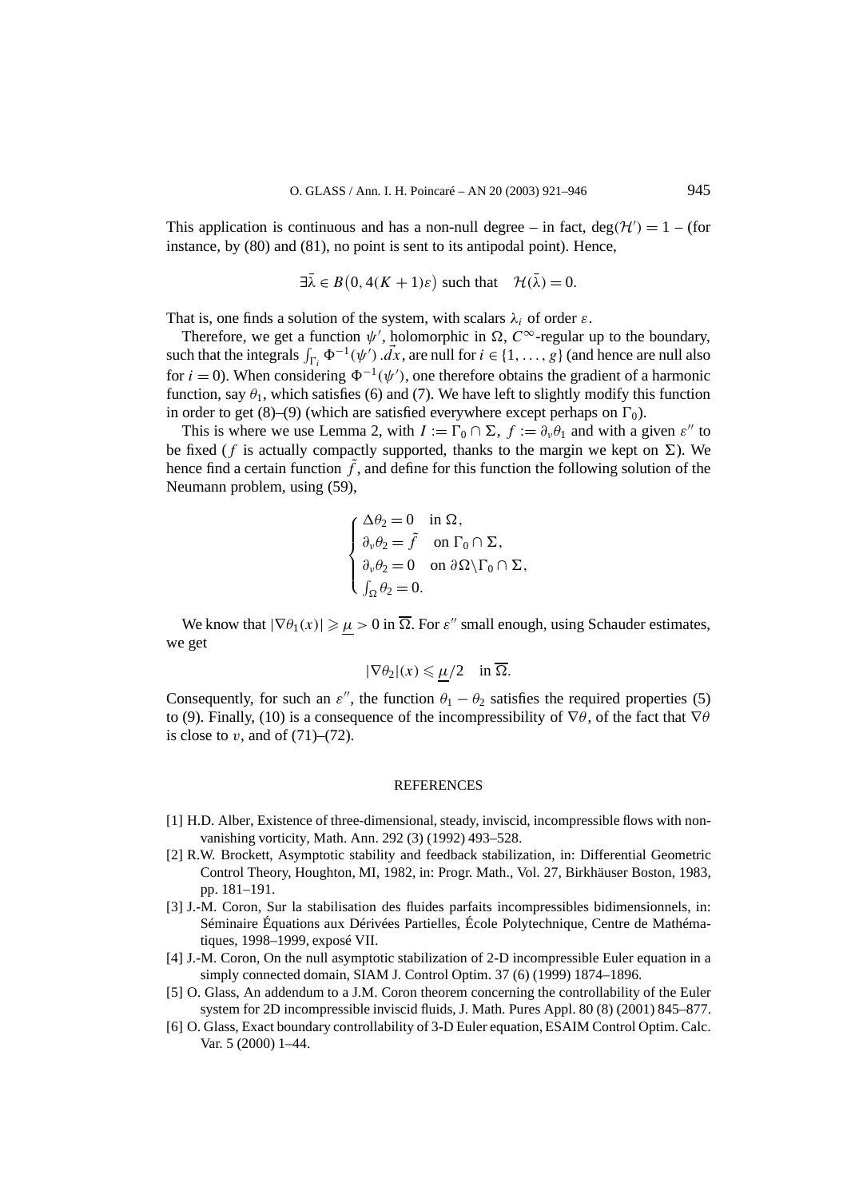This application is continuous and has a non-null degree – in fact, $\deg(\mathcal{H}') = 1$ – (for instance, by (80) and (81), no point is sent to its antipodal point). Hence,

$$\exists \bar{\lambda} \in B\big(0, 4(K+1)\varepsilon\big) \text{ such that } \quad \mathcal{H}(\bar{\lambda}) = 0.$$

That is, one finds a solution of the system, with scalars $\lambda_i$ of order $\varepsilon$.

Therefore, we get a function $\psi'$, holomorphic in $\Omega$, $C^\infty$-regular up to the boundary, such that the integrals $\int_{\Gamma_i} \Phi^{-1}(\psi') \, .\vec{dx}$, are null for $i \in \{1, \dots, g\}$ (and hence are null also for $i = 0$). When considering $\Phi^{-1}(\psi')$, one therefore obtains the gradient of a harmonic function, say $\theta_1$, which satisfies (6) and (7). We have left to slightly modify this function in order to get (8)–(9) (which are satisfied everywhere except perhaps on $\Gamma_0$).

This is where we use Lemma 2, with $I := \Gamma_0 \cap \Sigma$, $f := \partial_\nu \theta_1$ and with a given $\varepsilon''$ to be fixed ($f$ is actually compactly supported, thanks to the margin we kept on $\Sigma$). We hence find a certain function $\tilde{f}$, and define for this function the following solution of the Neumann problem, using (59),

$$\begin{cases} \Delta\theta_2 = 0 & \text{in } \Omega, \\ \partial_\nu \theta_2 = \tilde{f} & \text{on } \Gamma_0 \cap \Sigma, \\ \partial_\nu \theta_2 = 0 & \text{on } \partial\Omega \backslash \Gamma_0 \cap \Sigma, \\ \int_\Omega \theta_2 = 0. \end{cases}$$

We know that $|\nabla\theta_1(x)| \geqslant \underline{\mu} > 0$ in $\overline{\Omega}$. For $\varepsilon''$ small enough, using Schauder estimates, we get

$$|\nabla\theta_2|(x) \leqslant \underline{\mu}/2 \quad \text{in } \overline{\Omega}.$$

Consequently, for such an $\varepsilon''$, the function $\theta_1 - \theta_2$ satisfies the required properties (5) to (9). Finally, (10) is a consequence of the incompressibility of $\nabla\theta$, of the fact that $\nabla\theta$ is close to $v$, and of (71)–(72).

## REFERENCES

[1] H.D. Alber, Existence of three-dimensional, steady, inviscid, incompressible flows with non-vanishing vorticity, Math. Ann. 292 (3) (1992) 493–528.

[2] R.W. Brockett, Asymptotic stability and feedback stabilization, in: Differential Geometric Control Theory, Houghton, MI, 1982, in: Progr. Math., Vol. 27, Birkhäuser Boston, 1983, pp. 181–191.

[3] J.-M. Coron, Sur la stabilisation des fluides parfaits incompressibles bidimensionnels, in: Séminaire Équations aux Dérivées Partielles, École Polytechnique, Centre de Mathématiques, 1998–1999, exposé VII.

[4] J.-M. Coron, On the null asymptotic stabilization of 2-D incompressible Euler equation in a simply connected domain, SIAM J. Control Optim. 37 (6) (1999) 1874–1896.

[5] O. Glass, An addendum to a J.M. Coron theorem concerning the controllability of the Euler system for 2D incompressible inviscid fluids, J. Math. Pures Appl. 80 (8) (2001) 845–877.

[6] O. Glass, Exact boundary controllability of 3-D Euler equation, ESAIM Control Optim. Calc. Var. 5 (2000) 1–44.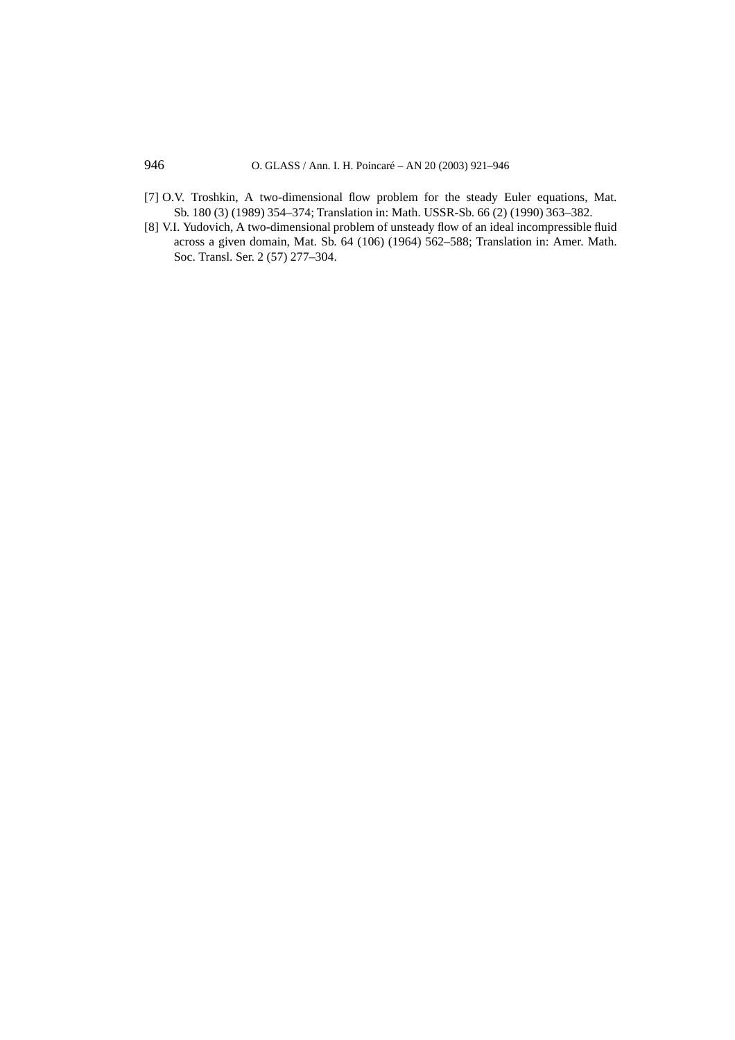[7] O.V. Troshkin, A two-dimensional flow problem for the steady Euler equations, Mat. Sb. 180 (3) (1989) 354–374; Translation in: Math. USSR-Sb. 66 (2) (1990) 363–382.

[8] V.I. Yudovich, A two-dimensional problem of unsteady flow of an ideal incompressible fluid across a given domain, Mat. Sb. 64 (106) (1964) 562–588; Translation in: Amer. Math. Soc. Transl. Ser. 2 (57) 277–304.